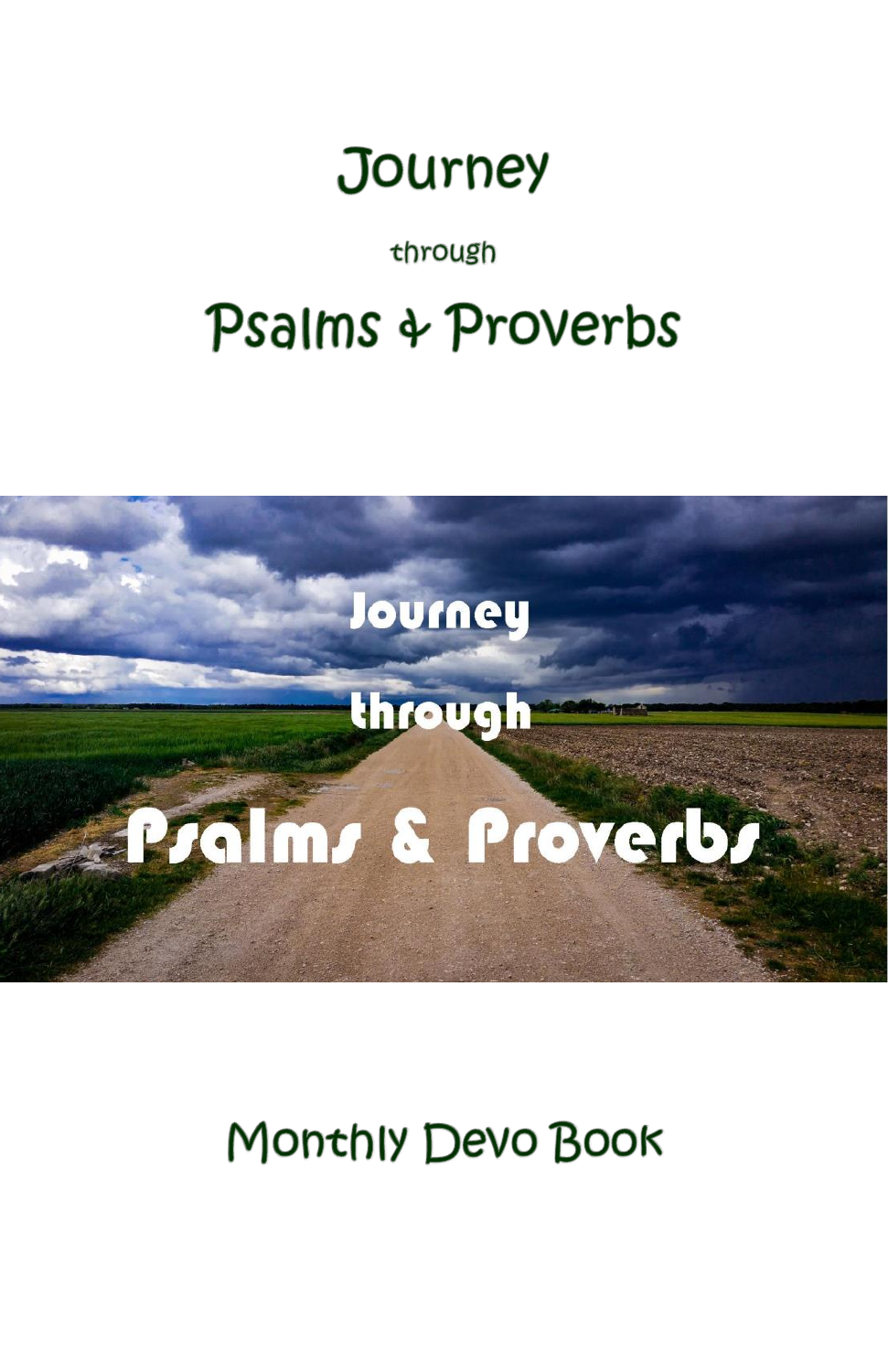# Journey

through

# Psalms & Proverbs

Monthly Devo Book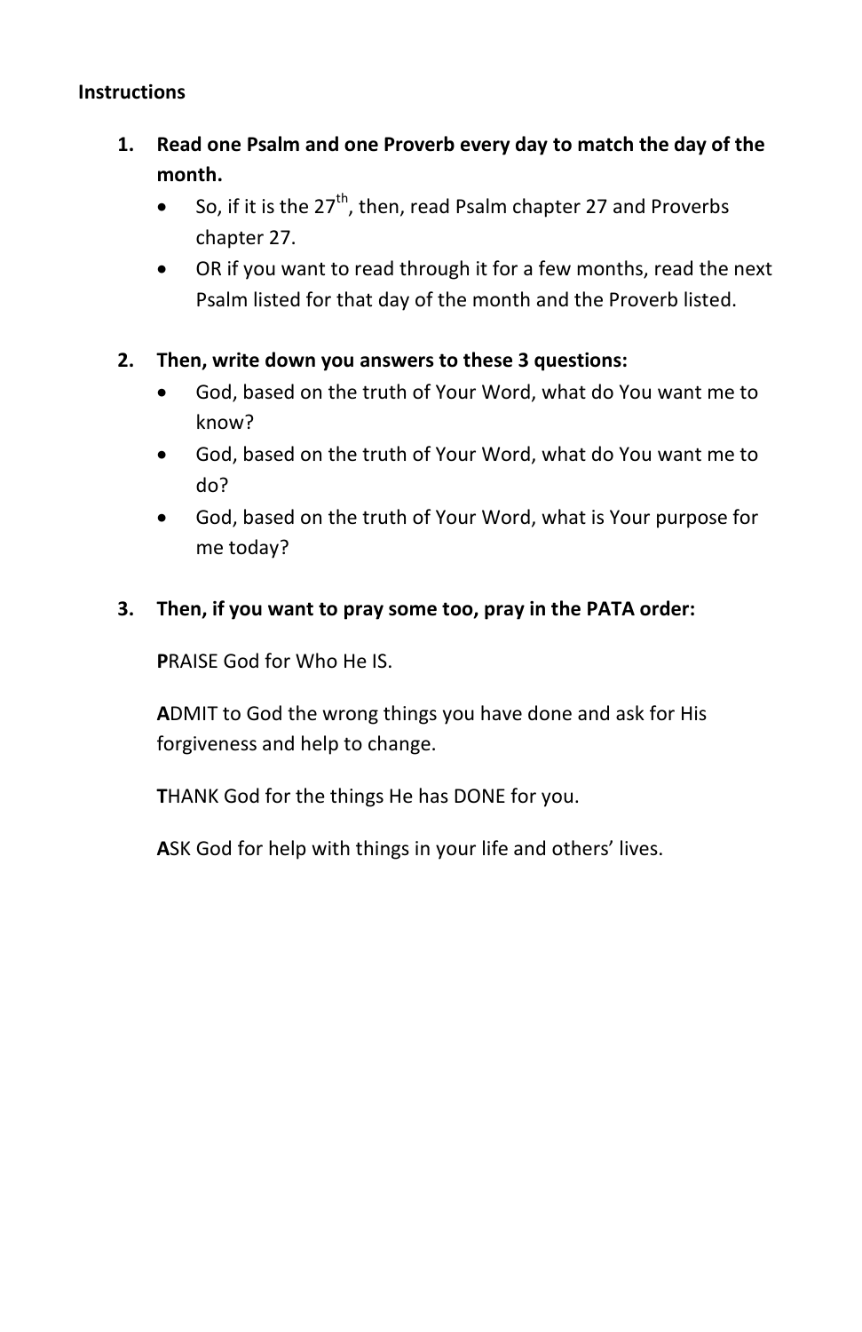**Instructions**

1. **Read one Psalm and one Proverb every day to match the day of the month.**
   - So, if it is the 27th, then, read Psalm chapter 27 and Proverbs chapter 27.
   - OR if you want to read through it for a few months, read the next Psalm listed for that day of the month and the Proverb listed.

2. **Then, write down you answers to these 3 questions:**
   - God, based on the truth of Your Word, what do You want me to know?
   - God, based on the truth of Your Word, what do You want me to do?
   - God, based on the truth of Your Word, what is Your purpose for me today?

3. **Then, if you want to pray some too, pray in the PATA order:**

   **P**RAISE God for Who He IS.

   **A**DMIT to God the wrong things you have done and ask for His forgiveness and help to change.

   **T**HANK God for the things He has DONE for you.

   **A**SK God for help with things in your life and others' lives.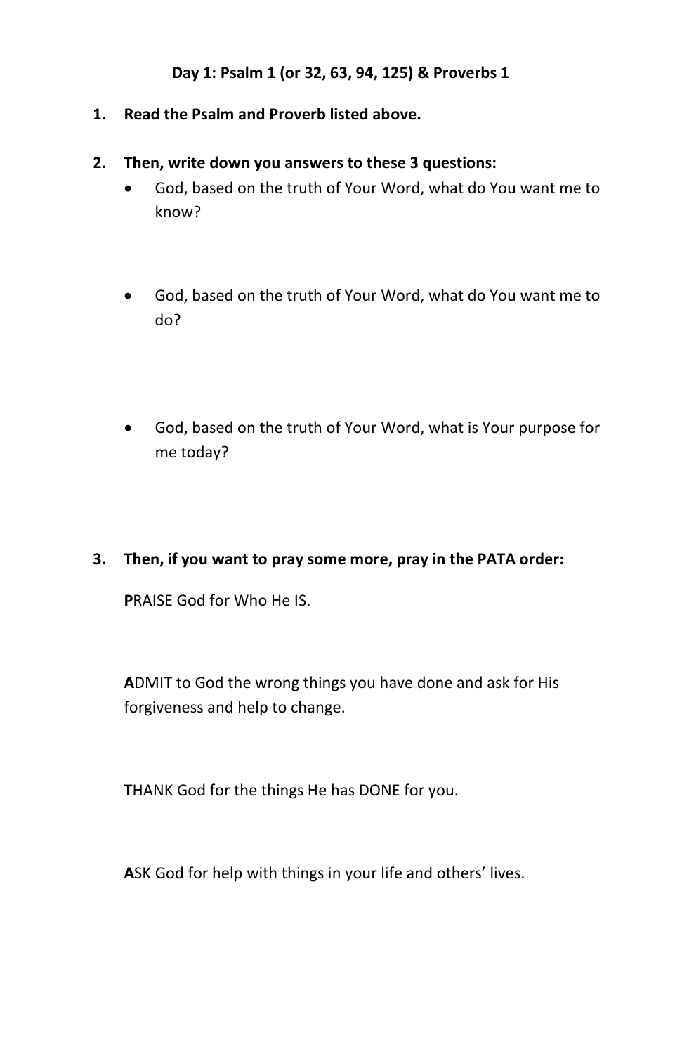**Day 1: Psalm 1 (or 32, 63, 94, 125) & Proverbs 1**

1. **Read the Psalm and Proverb listed above.**

2. **Then, write down you answers to these 3 questions:**
   - God, based on the truth of Your Word, what do You want me to know?
   - God, based on the truth of Your Word, what do You want me to do?
   - God, based on the truth of Your Word, what is Your purpose for me today?

3. **Then, if you want to pray some more, pray in the PATA order:**

   **P**RAISE God for Who He IS.

   **A**DMIT to God the wrong things you have done and ask for His forgiveness and help to change.

   **T**HANK God for the things He has DONE for you.

   **A**SK God for help with things in your life and others' lives.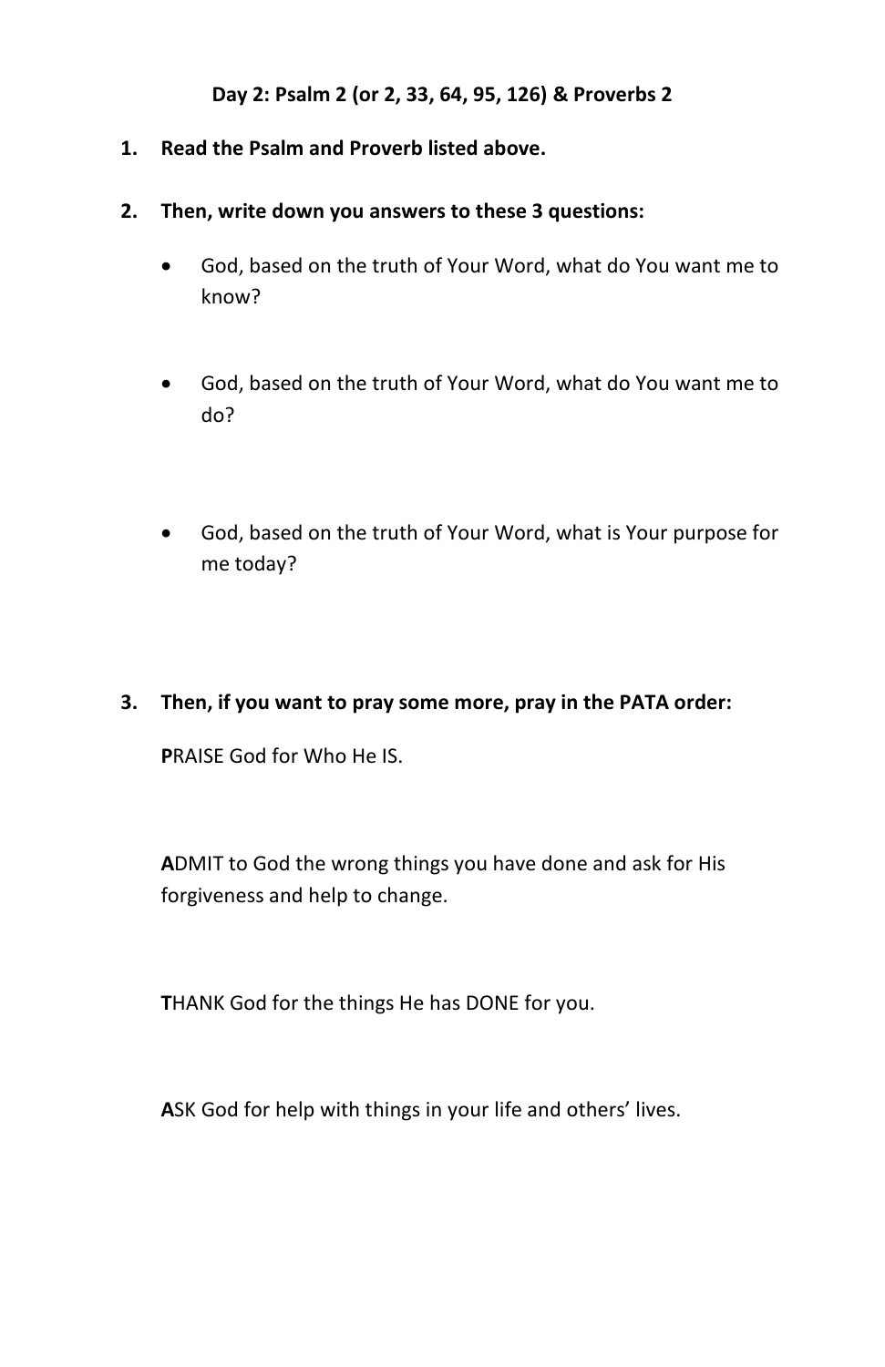**Day 2: Psalm 2 (or 2, 33, 64, 95, 126) & Proverbs 2**

1. **Read the Psalm and Proverb listed above.**
2. **Then, write down you answers to these 3 questions:**
   - God, based on the truth of Your Word, what do You want me to know?
   - God, based on the truth of Your Word, what do You want me to do?
   - God, based on the truth of Your Word, what is Your purpose for me today?
3. **Then, if you want to pray some more, pray in the PATA order:**

   **P**RAISE God for Who He IS.

   **A**DMIT to God the wrong things you have done and ask for His forgiveness and help to change.

   **T**HANK God for the things He has DONE for you.

   **A**SK God for help with things in your life and others' lives.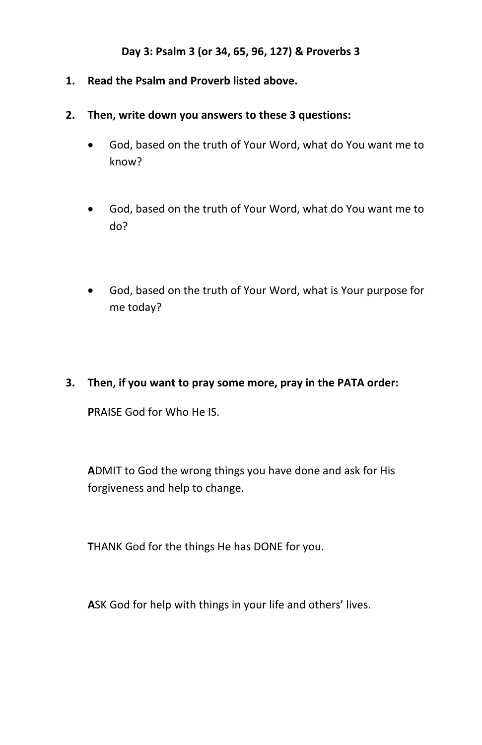**Day 3: Psalm 3 (or 34, 65, 96, 127) & Proverbs 3**

1. **Read the Psalm and Proverb listed above.**

2. **Then, write down you answers to these 3 questions:**

   - God, based on the truth of Your Word, what do You want me to know?

   - God, based on the truth of Your Word, what do You want me to do?

   - God, based on the truth of Your Word, what is Your purpose for me today?

3. **Then, if you want to pray some more, pray in the PATA order:**

   **P**RAISE God for Who He IS.

   **A**DMIT to God the wrong things you have done and ask for His forgiveness and help to change.

   **T**HANK God for the things He has DONE for you.

   **A**SK God for help with things in your life and others' lives.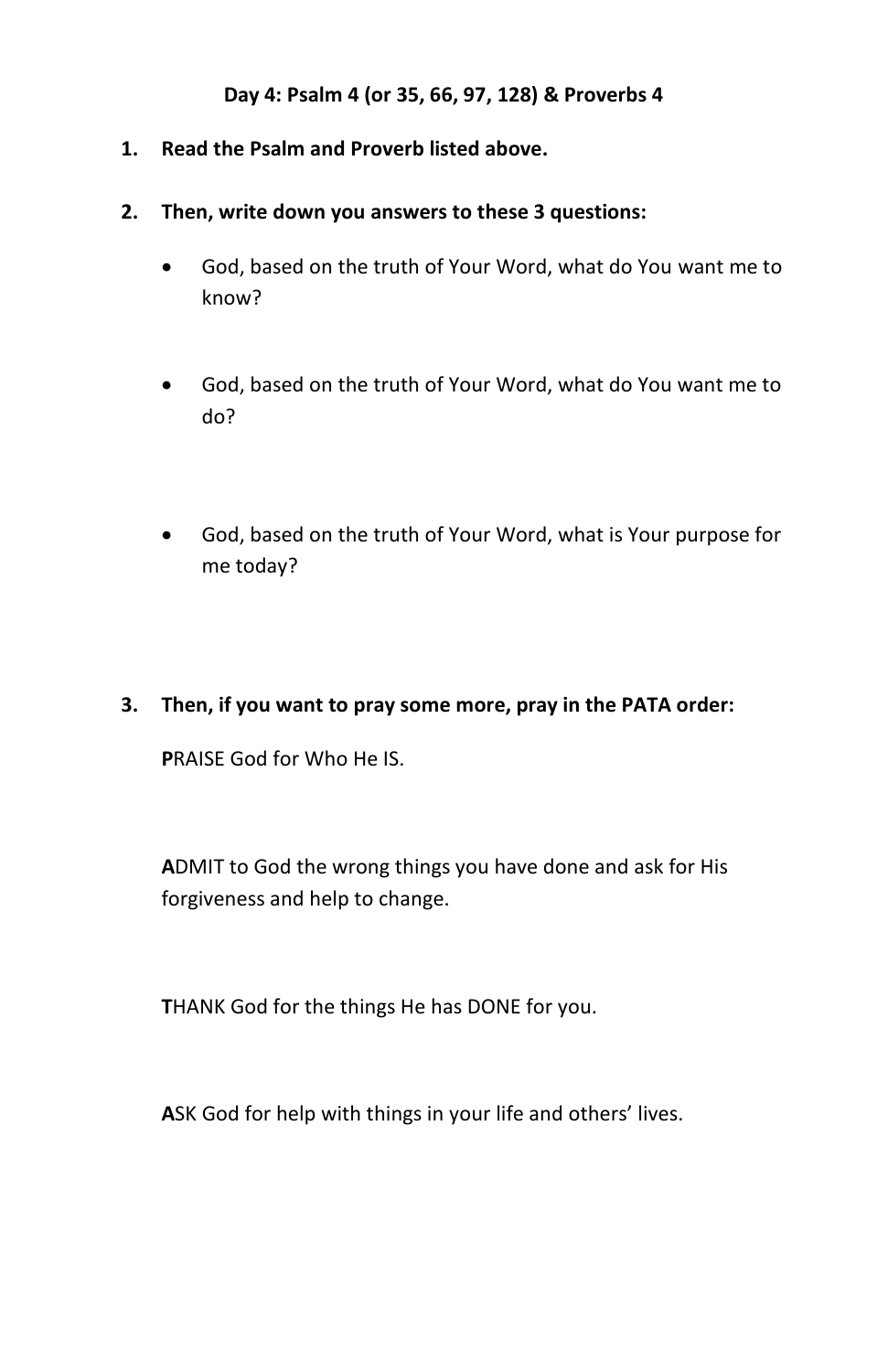**Day 4: Psalm 4 (or 35, 66, 97, 128) & Proverbs 4**

1. **Read the Psalm and Proverb listed above.**

2. **Then, write down you answers to these 3 questions:**

   - God, based on the truth of Your Word, what do You want me to know?

   - God, based on the truth of Your Word, what do You want me to do?

   - God, based on the truth of Your Word, what is Your purpose for me today?

3. **Then, if you want to pray some more, pray in the PATA order:**

   **P**RAISE God for Who He IS.

   **A**DMIT to God the wrong things you have done and ask for His forgiveness and help to change.

   **T**HANK God for the things He has DONE for you.

   **A**SK God for help with things in your life and others' lives.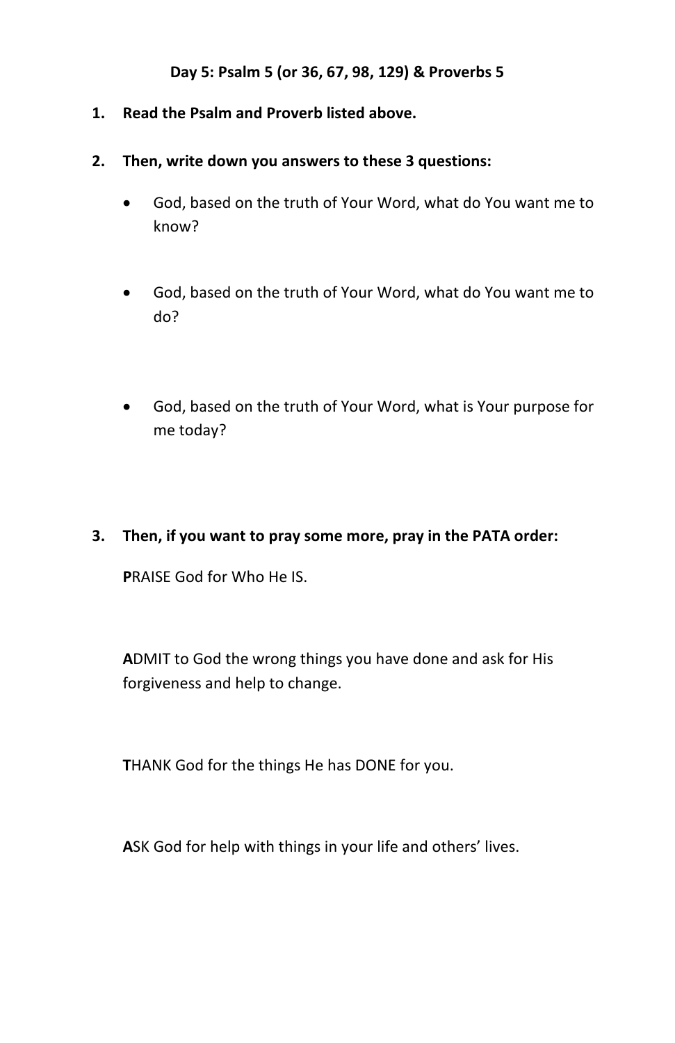**Day 5: Psalm 5 (or 36, 67, 98, 129) & Proverbs 5**

1. **Read the Psalm and Proverb listed above.**

2. **Then, write down you answers to these 3 questions:**

   - God, based on the truth of Your Word, what do You want me to know?

   - God, based on the truth of Your Word, what do You want me to do?

   - God, based on the truth of Your Word, what is Your purpose for me today?

3. **Then, if you want to pray some more, pray in the PATA order:**

   **P**RAISE God for Who He IS.

   **A**DMIT to God the wrong things you have done and ask for His forgiveness and help to change.

   **T**HANK God for the things He has DONE for you.

   **A**SK God for help with things in your life and others' lives.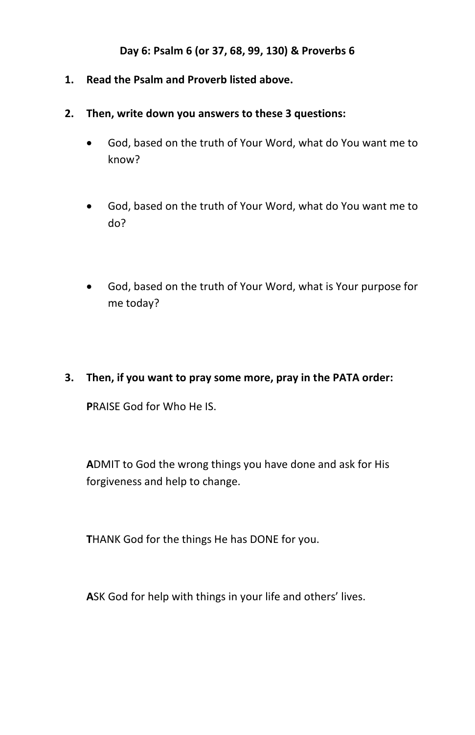**Day 6: Psalm 6 (or 37, 68, 99, 130) & Proverbs 6**

1. **Read the Psalm and Proverb listed above.**

2. **Then, write down you answers to these 3 questions:**

   - God, based on the truth of Your Word, what do You want me to know?

   - God, based on the truth of Your Word, what do You want me to do?

   - God, based on the truth of Your Word, what is Your purpose for me today?

3. **Then, if you want to pray some more, pray in the PATA order:**

   **P**RAISE God for Who He IS.

   **A**DMIT to God the wrong things you have done and ask for His forgiveness and help to change.

   **T**HANK God for the things He has DONE for you.

   **A**SK God for help with things in your life and others' lives.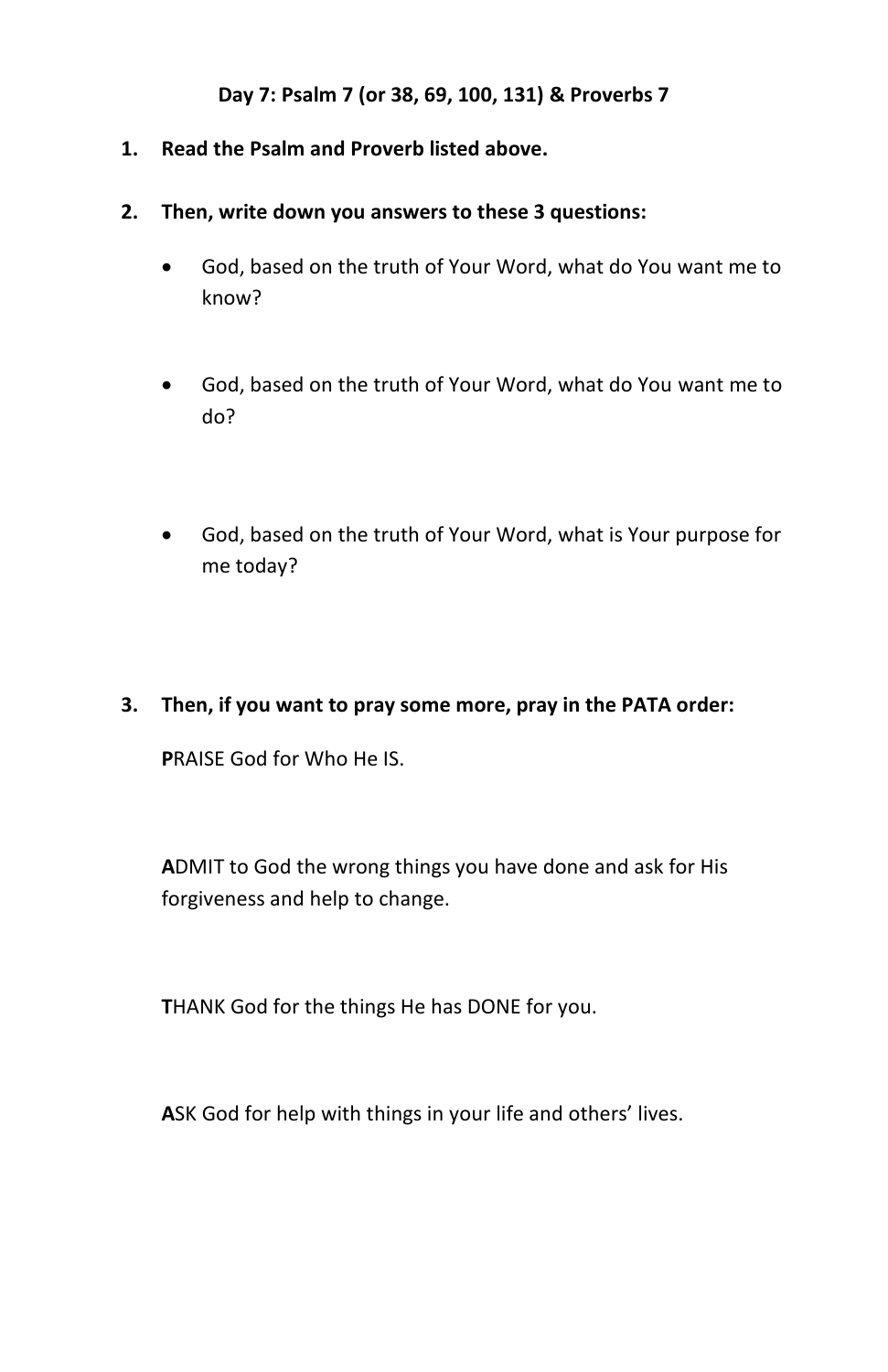**Day 7: Psalm 7 (or 38, 69, 100, 131) & Proverbs 7**

1. **Read the Psalm and Proverb listed above.**

2. **Then, write down you answers to these 3 questions:**

   - God, based on the truth of Your Word, what do You want me to know?

   - God, based on the truth of Your Word, what do You want me to do?

   - God, based on the truth of Your Word, what is Your purpose for me today?

3. **Then, if you want to pray some more, pray in the PATA order:**

   **P**RAISE God for Who He IS.

   **A**DMIT to God the wrong things you have done and ask for His forgiveness and help to change.

   **T**HANK God for the things He has DONE for you.

   **A**SK God for help with things in your life and others' lives.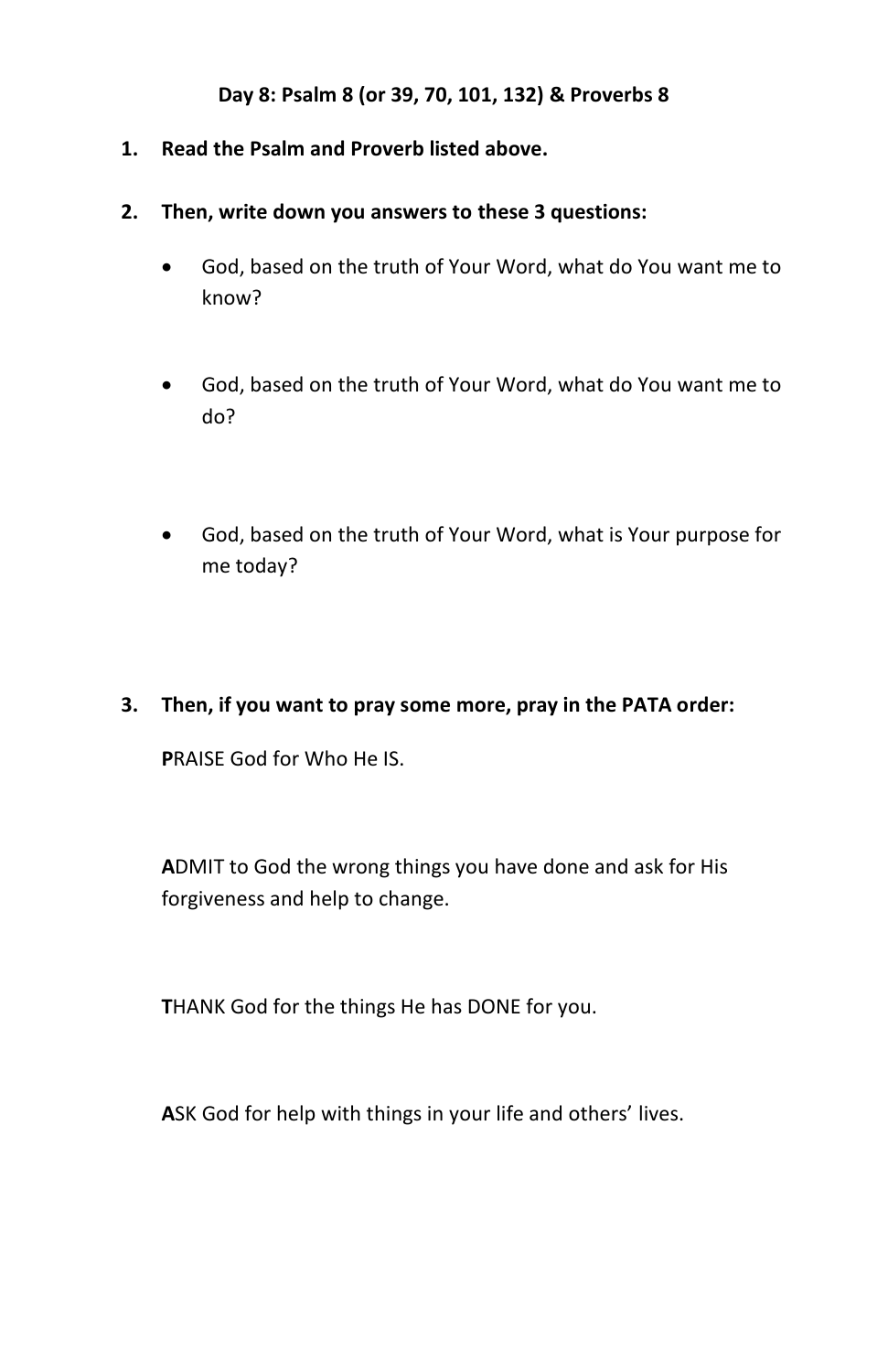**Day 8: Psalm 8 (or 39, 70, 101, 132) & Proverbs 8**

1. **Read the Psalm and Proverb listed above.**

2. **Then, write down you answers to these 3 questions:**

   - God, based on the truth of Your Word, what do You want me to know?

   - God, based on the truth of Your Word, what do You want me to do?

   - God, based on the truth of Your Word, what is Your purpose for me today?

3. **Then, if you want to pray some more, pray in the PATA order:**

   **P**RAISE God for Who He IS.

   **A**DMIT to God the wrong things you have done and ask for His forgiveness and help to change.

   **T**HANK God for the things He has DONE for you.

   **A**SK God for help with things in your life and others' lives.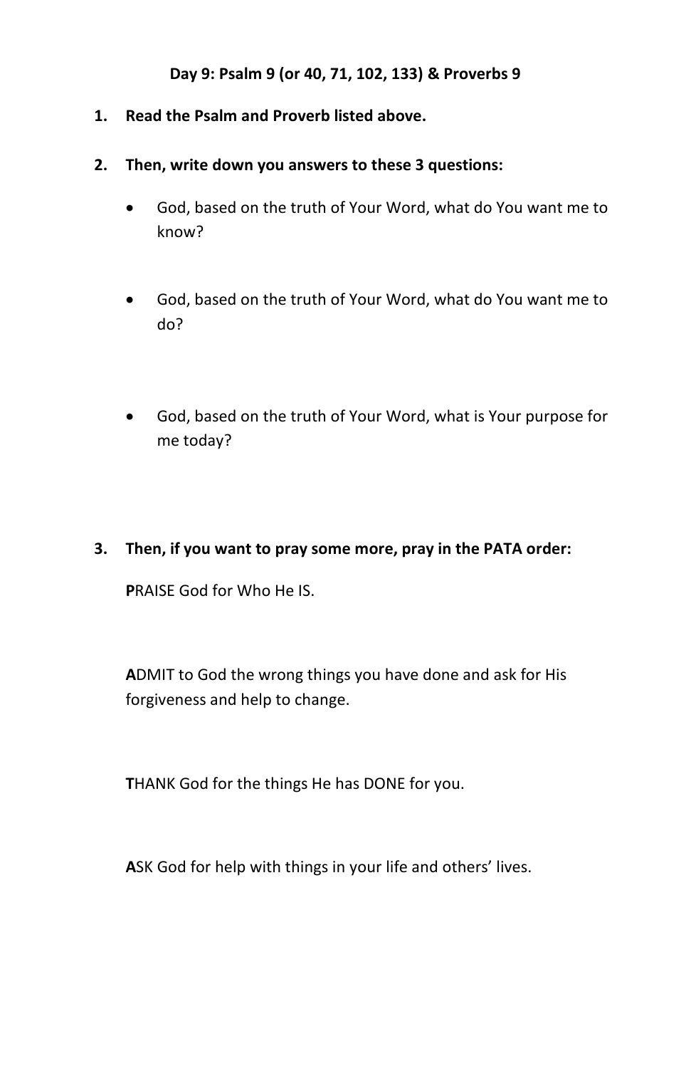**Day 9: Psalm 9 (or 40, 71, 102, 133) & Proverbs 9**

1. **Read the Psalm and Proverb listed above.**

2. **Then, write down you answers to these 3 questions:**

   - God, based on the truth of Your Word, what do You want me to know?

   - God, based on the truth of Your Word, what do You want me to do?

   - God, based on the truth of Your Word, what is Your purpose for me today?

3. **Then, if you want to pray some more, pray in the PATA order:**

   **P**RAISE God for Who He IS.

   **A**DMIT to God the wrong things you have done and ask for His forgiveness and help to change.

   **T**HANK God for the things He has DONE for you.

   **A**SK God for help with things in your life and others' lives.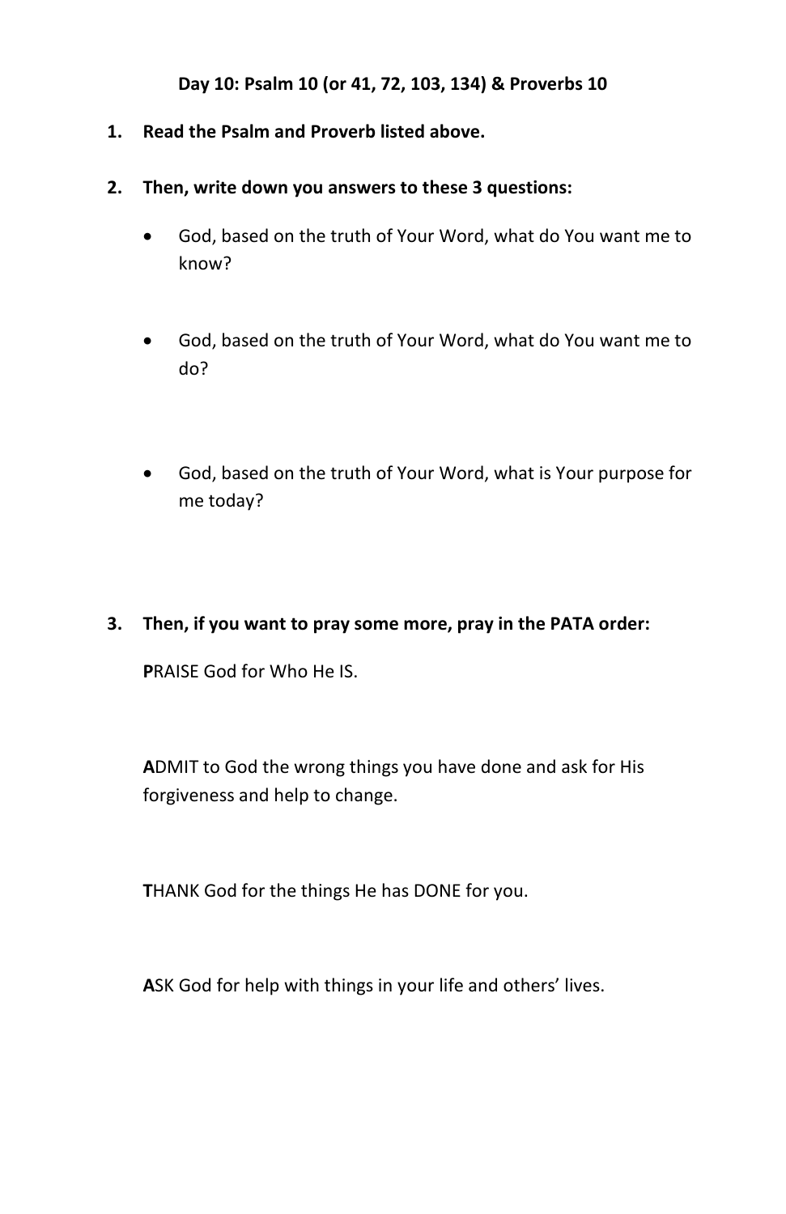**Day 10: Psalm 10 (or 41, 72, 103, 134) & Proverbs 10**

1. **Read the Psalm and Proverb listed above.**

2. **Then, write down you answers to these 3 questions:**

   - God, based on the truth of Your Word, what do You want me to know?

   - God, based on the truth of Your Word, what do You want me to do?

   - God, based on the truth of Your Word, what is Your purpose for me today?

3. **Then, if you want to pray some more, pray in the PATA order:**

   **P**RAISE God for Who He IS.

   **A**DMIT to God the wrong things you have done and ask for His forgiveness and help to change.

   **T**HANK God for the things He has DONE for you.

   **A**SK God for help with things in your life and others' lives.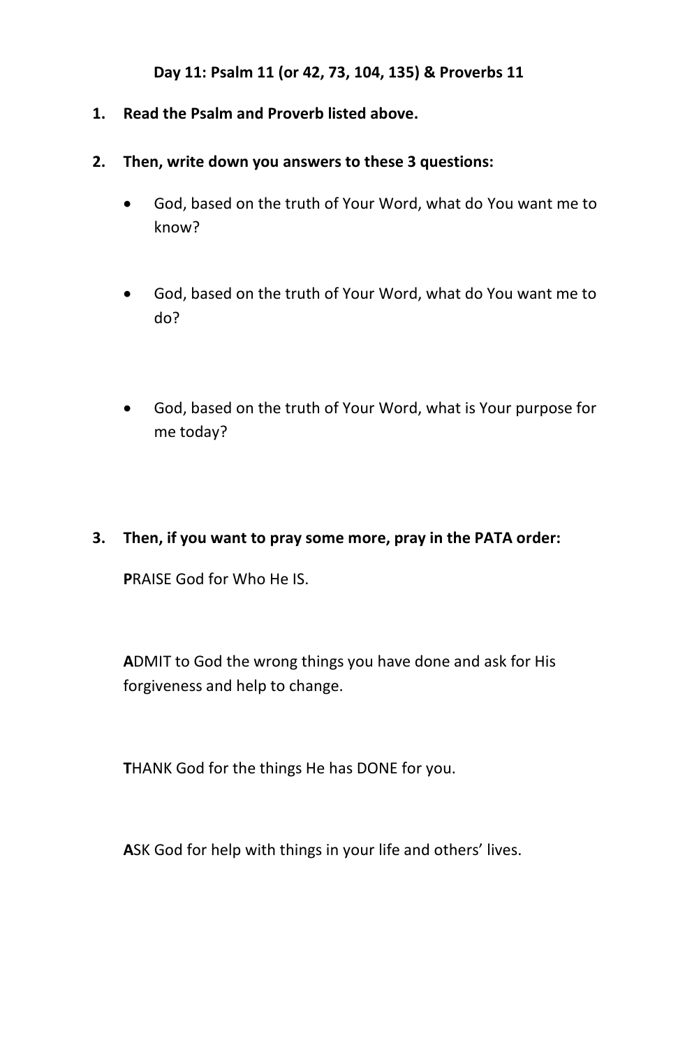**Day 11: Psalm 11 (or 42, 73, 104, 135) & Proverbs 11**

1. **Read the Psalm and Proverb listed above.**

2. **Then, write down you answers to these 3 questions:**

   - God, based on the truth of Your Word, what do You want me to know?

   - God, based on the truth of Your Word, what do You want me to do?

   - God, based on the truth of Your Word, what is Your purpose for me today?

3. **Then, if you want to pray some more, pray in the PATA order:**

   **P**RAISE God for Who He IS.

   **A**DMIT to God the wrong things you have done and ask for His forgiveness and help to change.

   **T**HANK God for the things He has DONE for you.

   **A**SK God for help with things in your life and others' lives.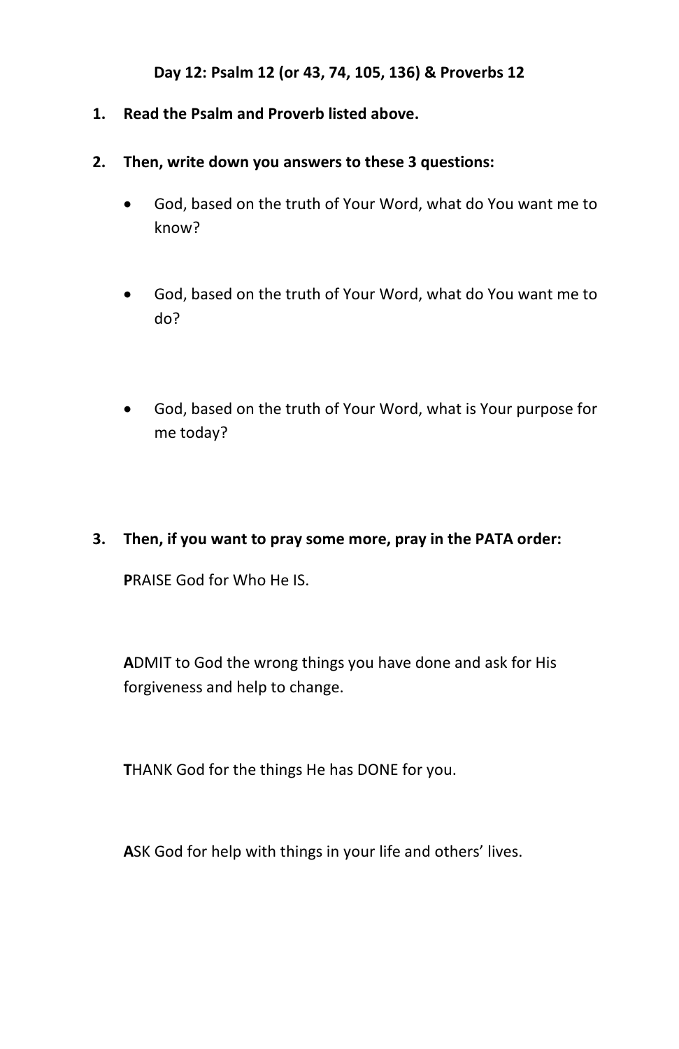**Day 12: Psalm 12 (or 43, 74, 105, 136) & Proverbs 12**

1. **Read the Psalm and Proverb listed above.**

2. **Then, write down you answers to these 3 questions:**

   - God, based on the truth of Your Word, what do You want me to know?

   - God, based on the truth of Your Word, what do You want me to do?

   - God, based on the truth of Your Word, what is Your purpose for me today?

3. **Then, if you want to pray some more, pray in the PATA order:**

   **P**RAISE God for Who He IS.

   **A**DMIT to God the wrong things you have done and ask for His forgiveness and help to change.

   **T**HANK God for the things He has DONE for you.

   **A**SK God for help with things in your life and others' lives.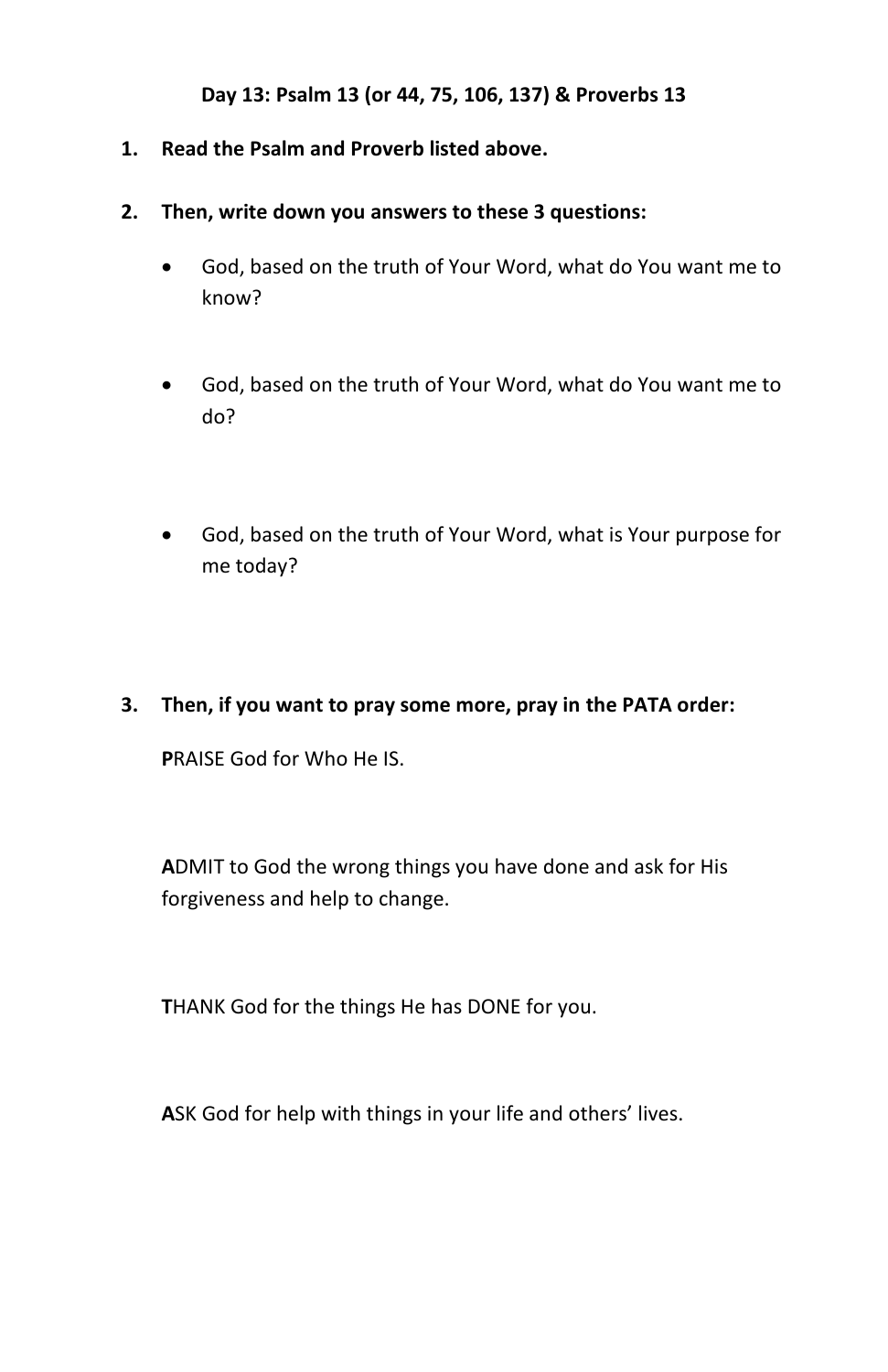**Day 13: Psalm 13 (or 44, 75, 106, 137) & Proverbs 13**

1. **Read the Psalm and Proverb listed above.**

2. **Then, write down you answers to these 3 questions:**

   - God, based on the truth of Your Word, what do You want me to know?

   - God, based on the truth of Your Word, what do You want me to do?

   - God, based on the truth of Your Word, what is Your purpose for me today?

3. **Then, if you want to pray some more, pray in the PATA order:**

   **P**RAISE God for Who He IS.

   **A**DMIT to God the wrong things you have done and ask for His forgiveness and help to change.

   **T**HANK God for the things He has DONE for you.

   **A**SK God for help with things in your life and others' lives.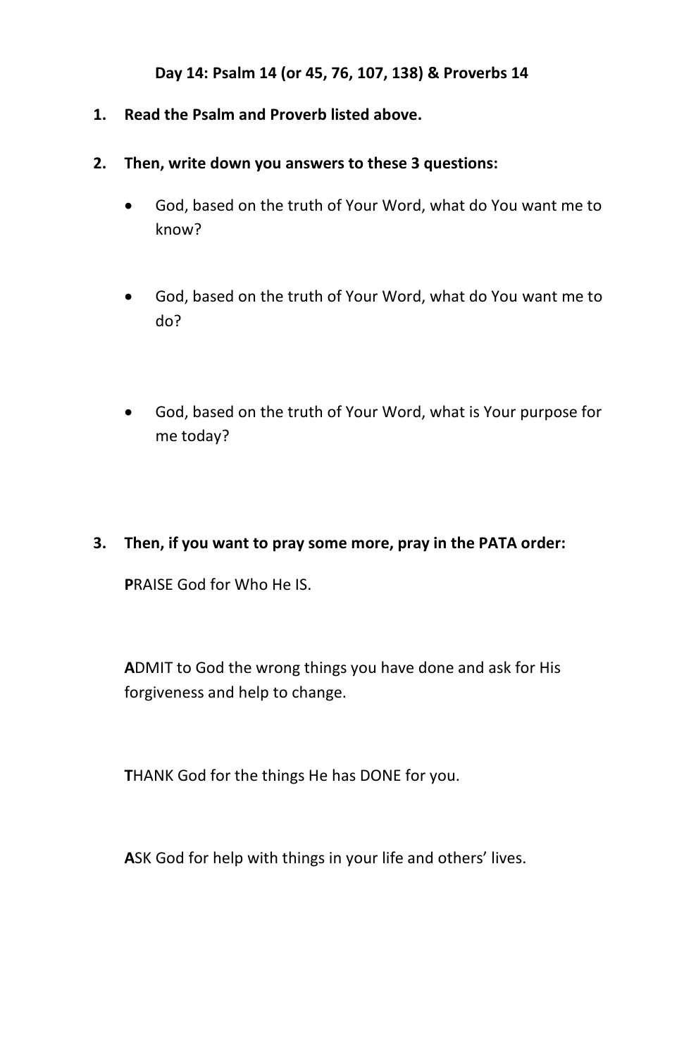**Day 14: Psalm 14 (or 45, 76, 107, 138) & Proverbs 14**

1. **Read the Psalm and Proverb listed above.**

2. **Then, write down you answers to these 3 questions:**

   - God, based on the truth of Your Word, what do You want me to know?

   - God, based on the truth of Your Word, what do You want me to do?

   - God, based on the truth of Your Word, what is Your purpose for me today?

3. **Then, if you want to pray some more, pray in the PATA order:**

   **P**RAISE God for Who He IS.

   **A**DMIT to God the wrong things you have done and ask for His forgiveness and help to change.

   **T**HANK God for the things He has DONE for you.

   **A**SK God for help with things in your life and others' lives.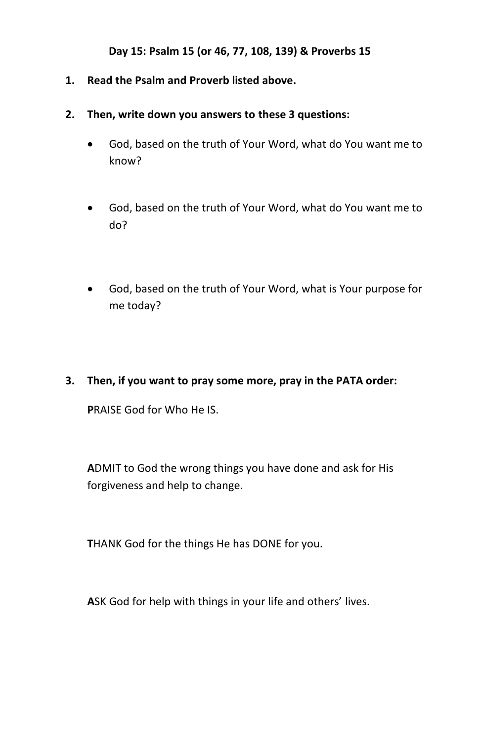**Day 15: Psalm 15 (or 46, 77, 108, 139) & Proverbs 15**

1. **Read the Psalm and Proverb listed above.**

2. **Then, write down you answers to these 3 questions:**

   - God, based on the truth of Your Word, what do You want me to know?

   - God, based on the truth of Your Word, what do You want me to do?

   - God, based on the truth of Your Word, what is Your purpose for me today?

3. **Then, if you want to pray some more, pray in the PATA order:**

   **P**RAISE God for Who He IS.

   **A**DMIT to God the wrong things you have done and ask for His forgiveness and help to change.

   **T**HANK God for the things He has DONE for you.

   **A**SK God for help with things in your life and others' lives.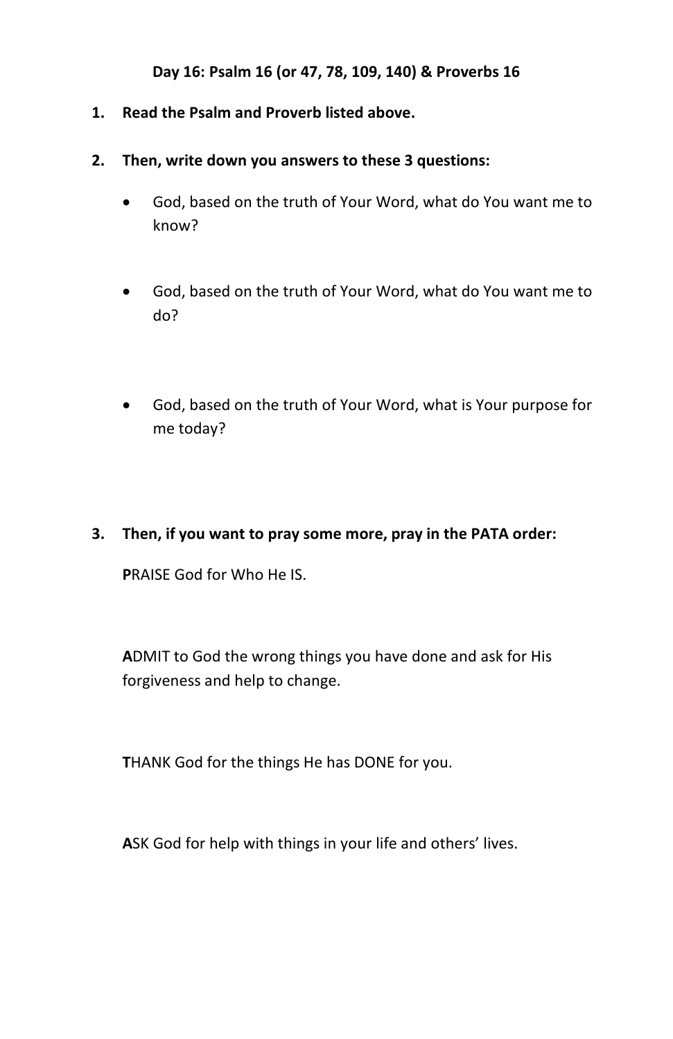**Day 16: Psalm 16 (or 47, 78, 109, 140) & Proverbs 16**

1. **Read the Psalm and Proverb listed above.**

2. **Then, write down you answers to these 3 questions:**

   - God, based on the truth of Your Word, what do You want me to know?

   - God, based on the truth of Your Word, what do You want me to do?

   - God, based on the truth of Your Word, what is Your purpose for me today?

3. **Then, if you want to pray some more, pray in the PATA order:**

   **P**RAISE God for Who He IS.

   **A**DMIT to God the wrong things you have done and ask for His forgiveness and help to change.

   **T**HANK God for the things He has DONE for you.

   **A**SK God for help with things in your life and others' lives.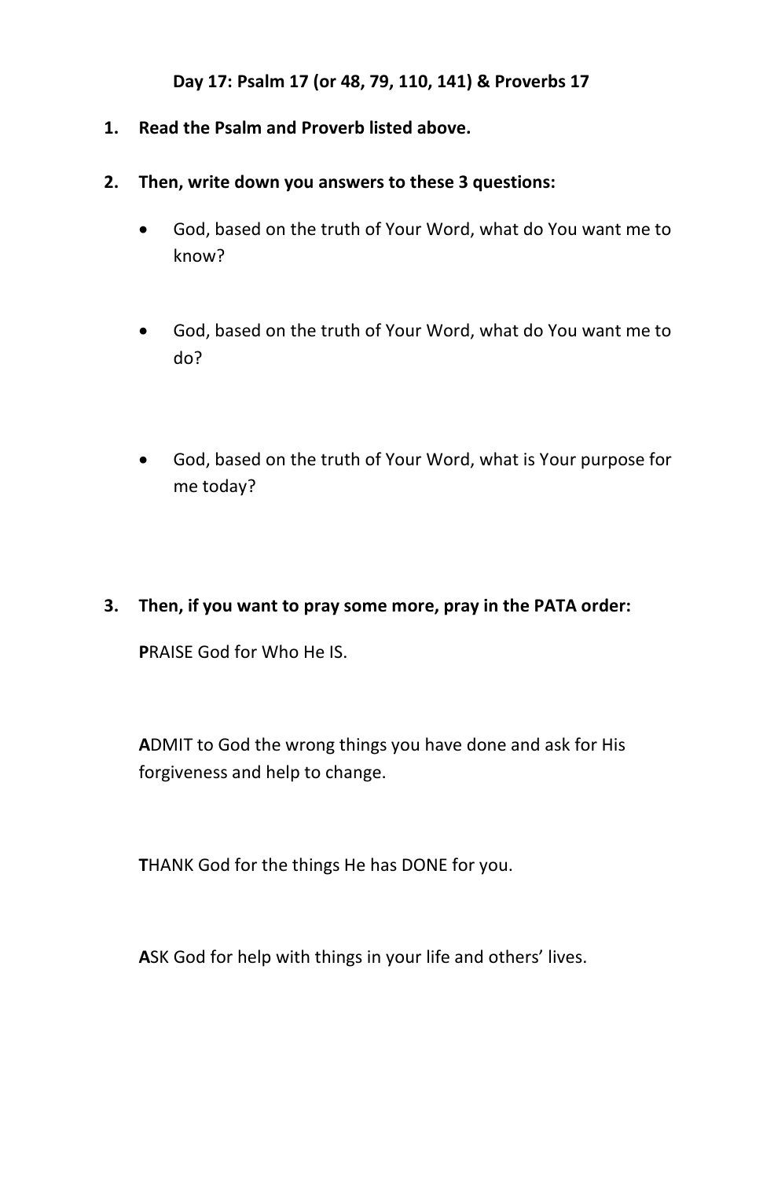**Day 17: Psalm 17 (or 48, 79, 110, 141) & Proverbs 17**

1. **Read the Psalm and Proverb listed above.**

2. **Then, write down you answers to these 3 questions:**

   - God, based on the truth of Your Word, what do You want me to know?

   - God, based on the truth of Your Word, what do You want me to do?

   - God, based on the truth of Your Word, what is Your purpose for me today?

3. **Then, if you want to pray some more, pray in the PATA order:**

   **P**RAISE God for Who He IS.

   **A**DMIT to God the wrong things you have done and ask for His forgiveness and help to change.

   **T**HANK God for the things He has DONE for you.

   **A**SK God for help with things in your life and others' lives.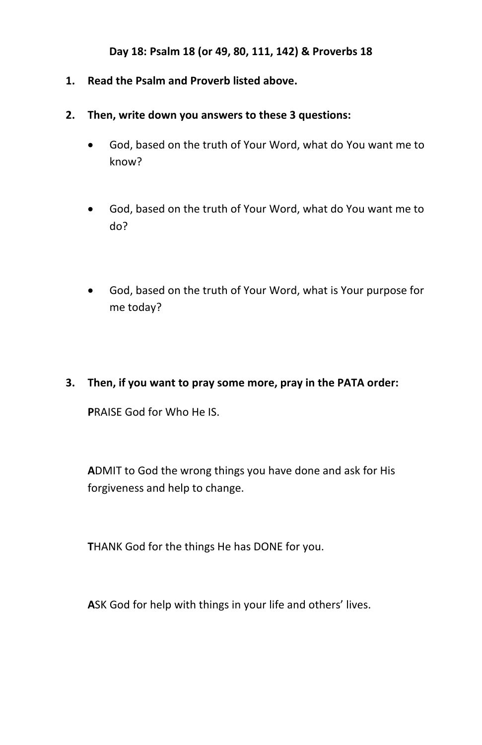**Day 18: Psalm 18 (or 49, 80, 111, 142) & Proverbs 18**

1. **Read the Psalm and Proverb listed above.**

2. **Then, write down you answers to these 3 questions:**

   - God, based on the truth of Your Word, what do You want me to know?

   - God, based on the truth of Your Word, what do You want me to do?

   - God, based on the truth of Your Word, what is Your purpose for me today?

3. **Then, if you want to pray some more, pray in the PATA order:**

   **P**RAISE God for Who He IS.

   **A**DMIT to God the wrong things you have done and ask for His forgiveness and help to change.

   **T**HANK God for the things He has DONE for you.

   **A**SK God for help with things in your life and others' lives.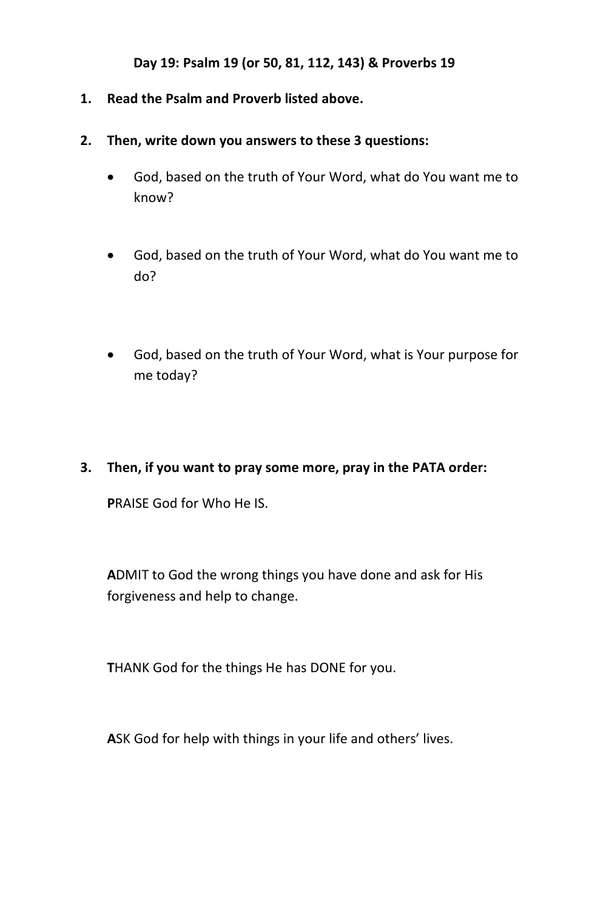**Day 19: Psalm 19 (or 50, 81, 112, 143) & Proverbs 19**

1. **Read the Psalm and Proverb listed above.**

2. **Then, write down you answers to these 3 questions:**

   - God, based on the truth of Your Word, what do You want me to know?

   - God, based on the truth of Your Word, what do You want me to do?

   - God, based on the truth of Your Word, what is Your purpose for me today?

3. **Then, if you want to pray some more, pray in the PATA order:**

   **P**RAISE God for Who He IS.

   **A**DMIT to God the wrong things you have done and ask for His forgiveness and help to change.

   **T**HANK God for the things He has DONE for you.

   **A**SK God for help with things in your life and others' lives.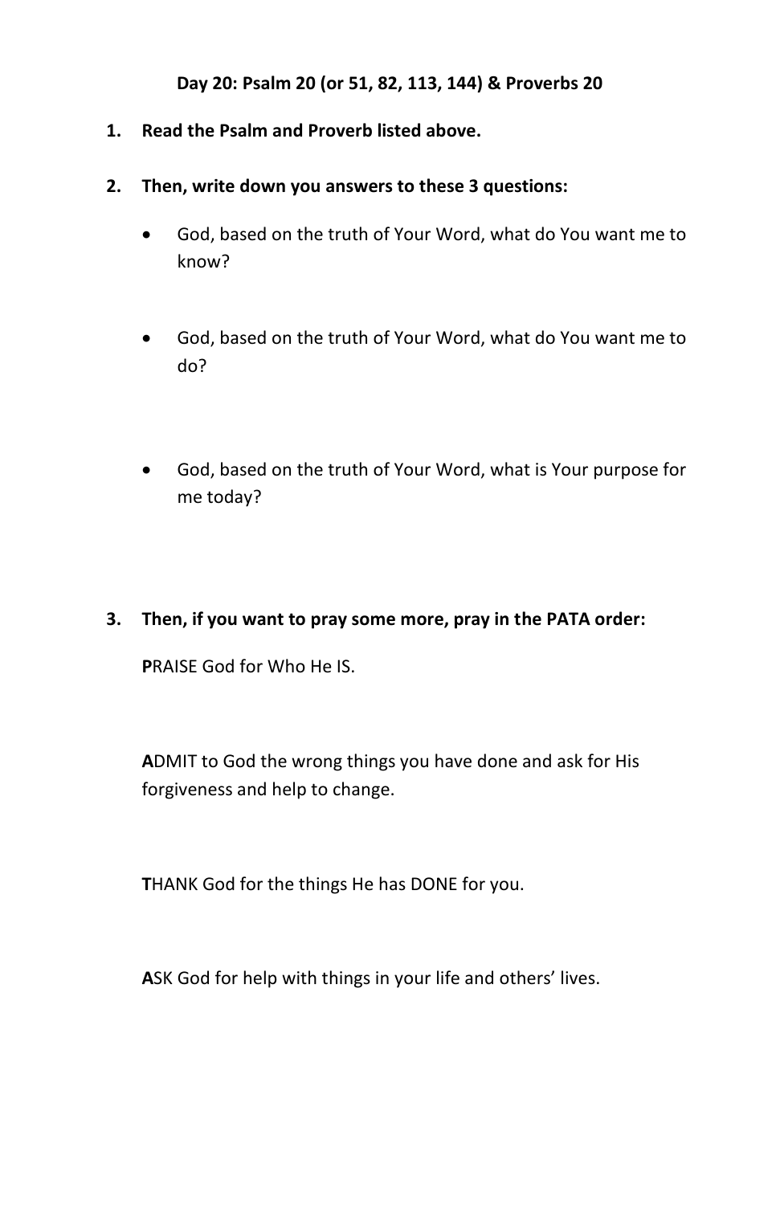**Day 20: Psalm 20 (or 51, 82, 113, 144) & Proverbs 20**

1. **Read the Psalm and Proverb listed above.**

2. **Then, write down you answers to these 3 questions:**

   - God, based on the truth of Your Word, what do You want me to know?

   - God, based on the truth of Your Word, what do You want me to do?

   - God, based on the truth of Your Word, what is Your purpose for me today?

3. **Then, if you want to pray some more, pray in the PATA order:**

   **P**RAISE God for Who He IS.

   **A**DMIT to God the wrong things you have done and ask for His forgiveness and help to change.

   **T**HANK God for the things He has DONE for you.

   **A**SK God for help with things in your life and others' lives.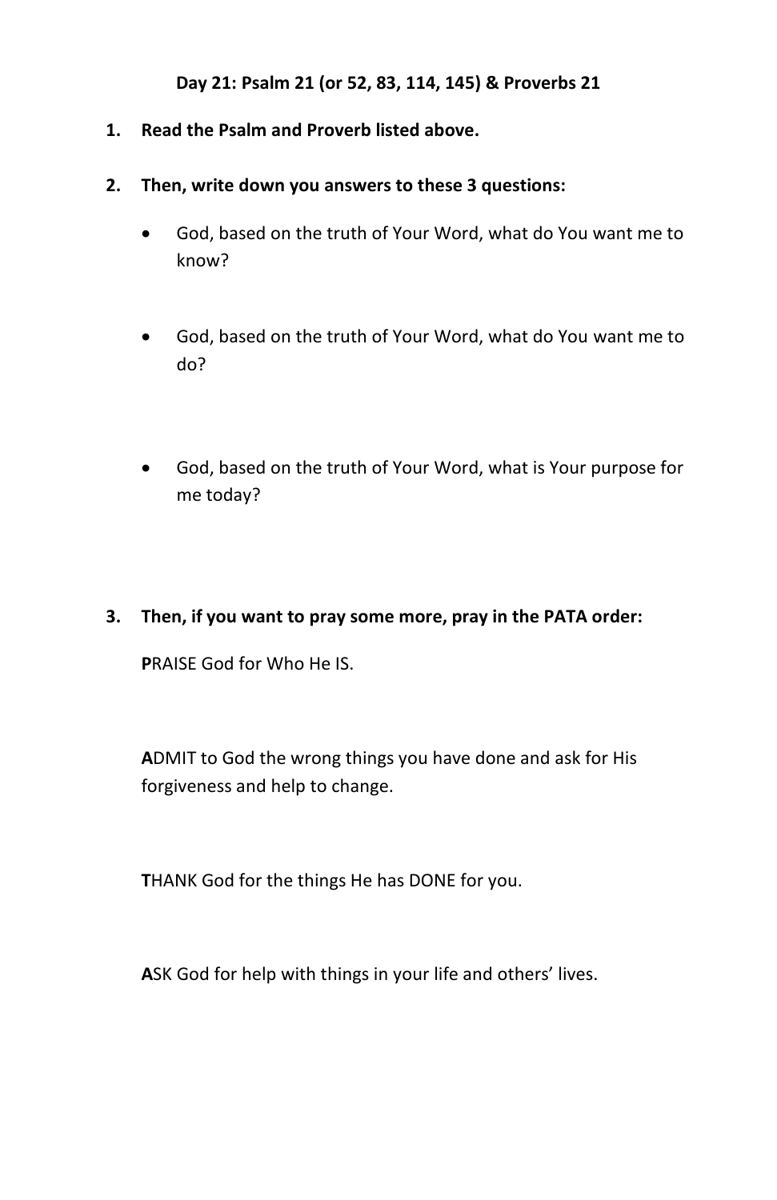**Day 21: Psalm 21 (or 52, 83, 114, 145) & Proverbs 21**

1. **Read the Psalm and Proverb listed above.**

2. **Then, write down you answers to these 3 questions:**

    - God, based on the truth of Your Word, what do You want me to know?

    - God, based on the truth of Your Word, what do You want me to do?

    - God, based on the truth of Your Word, what is Your purpose for me today?

3. **Then, if you want to pray some more, pray in the PATA order:**

    **P**RAISE God for Who He IS.

    **A**DMIT to God the wrong things you have done and ask for His forgiveness and help to change.

    **T**HANK God for the things He has DONE for you.

    **A**SK God for help with things in your life and others' lives.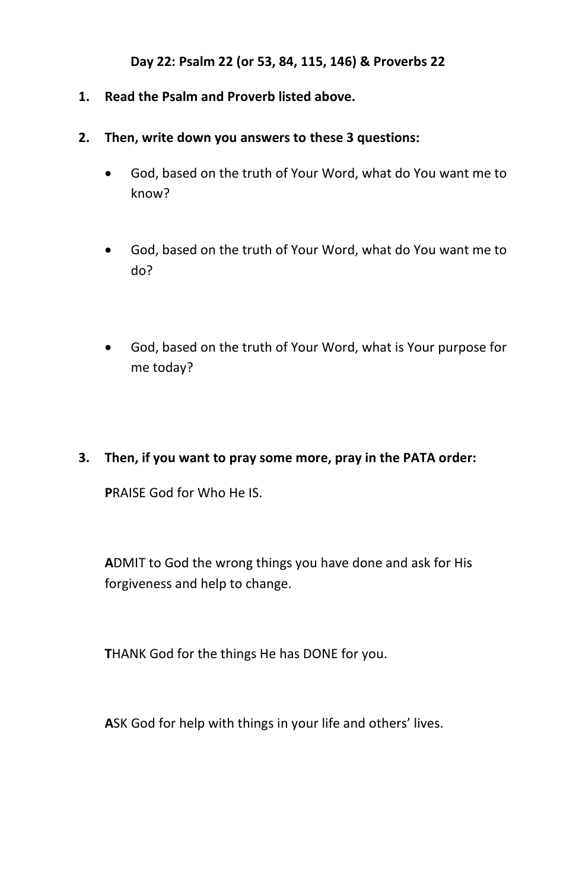**Day 22: Psalm 22 (or 53, 84, 115, 146) & Proverbs 22**

1. **Read the Psalm and Proverb listed above.**

2. **Then, write down you answers to these 3 questions:**

    - God, based on the truth of Your Word, what do You want me to know?

    - God, based on the truth of Your Word, what do You want me to do?

    - God, based on the truth of Your Word, what is Your purpose for me today?

3. **Then, if you want to pray some more, pray in the PATA order:**

    **P**RAISE God for Who He IS.

    **A**DMIT to God the wrong things you have done and ask for His forgiveness and help to change.

    **T**HANK God for the things He has DONE for you.

    **A**SK God for help with things in your life and others' lives.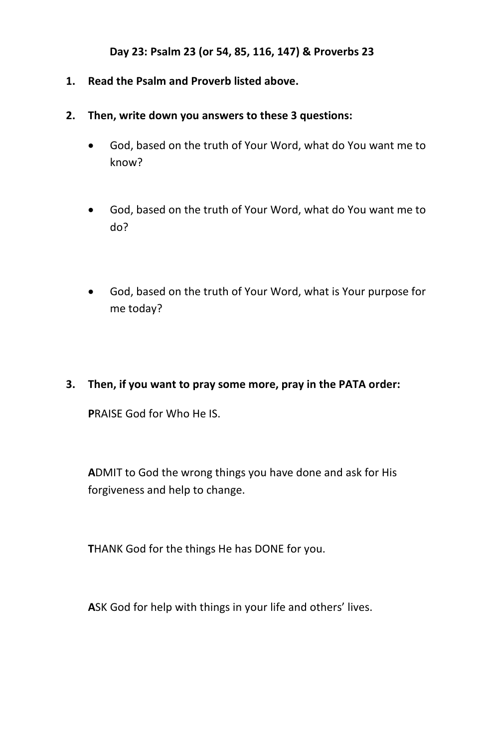**Day 23: Psalm 23 (or 54, 85, 116, 147) & Proverbs 23**

1. **Read the Psalm and Proverb listed above.**

2. **Then, write down you answers to these 3 questions:**

   - God, based on the truth of Your Word, what do You want me to know?

   - God, based on the truth of Your Word, what do You want me to do?

   - God, based on the truth of Your Word, what is Your purpose for me today?

3. **Then, if you want to pray some more, pray in the PATA order:**

   **P**RAISE God for Who He IS.

   **A**DMIT to God the wrong things you have done and ask for His forgiveness and help to change.

   **T**HANK God for the things He has DONE for you.

   **A**SK God for help with things in your life and others' lives.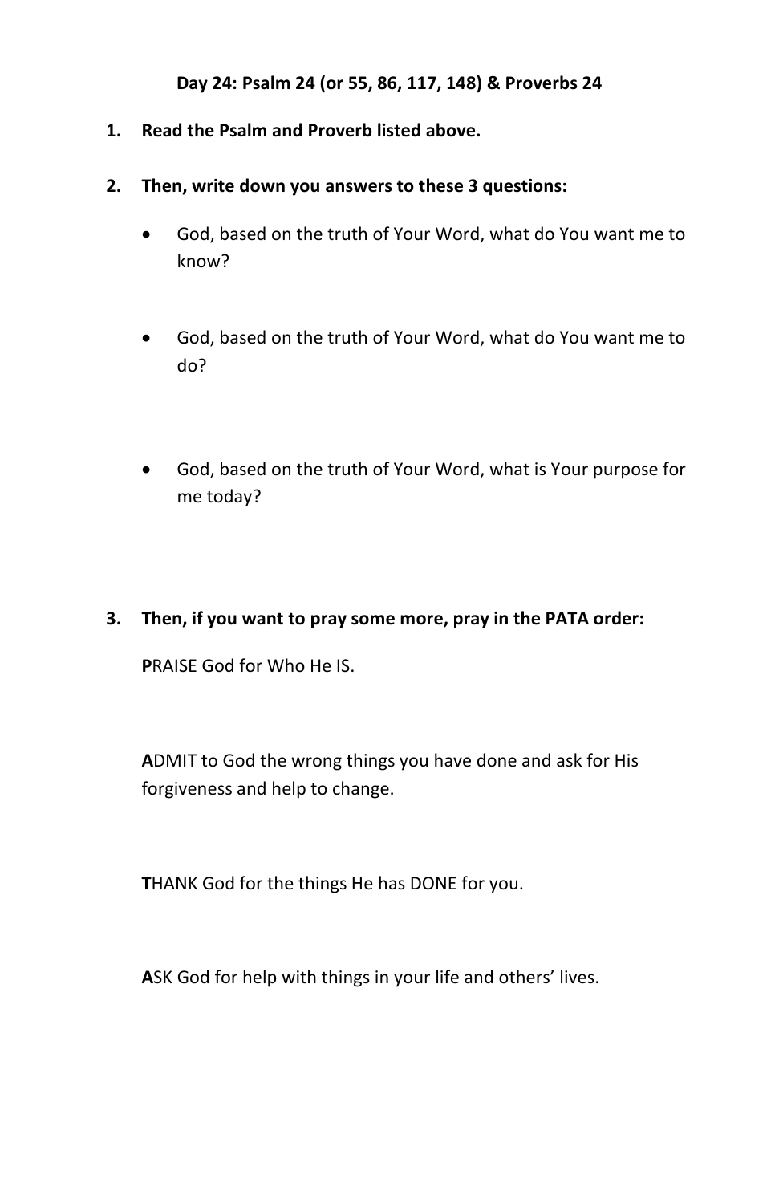**Day 24: Psalm 24 (or 55, 86, 117, 148) & Proverbs 24**

1. **Read the Psalm and Proverb listed above.**

2. **Then, write down you answers to these 3 questions:**

   - God, based on the truth of Your Word, what do You want me to know?

   - God, based on the truth of Your Word, what do You want me to do?

   - God, based on the truth of Your Word, what is Your purpose for me today?

3. **Then, if you want to pray some more, pray in the PATA order:**

   **P**RAISE God for Who He IS.

   **A**DMIT to God the wrong things you have done and ask for His forgiveness and help to change.

   **T**HANK God for the things He has DONE for you.

   **A**SK God for help with things in your life and others' lives.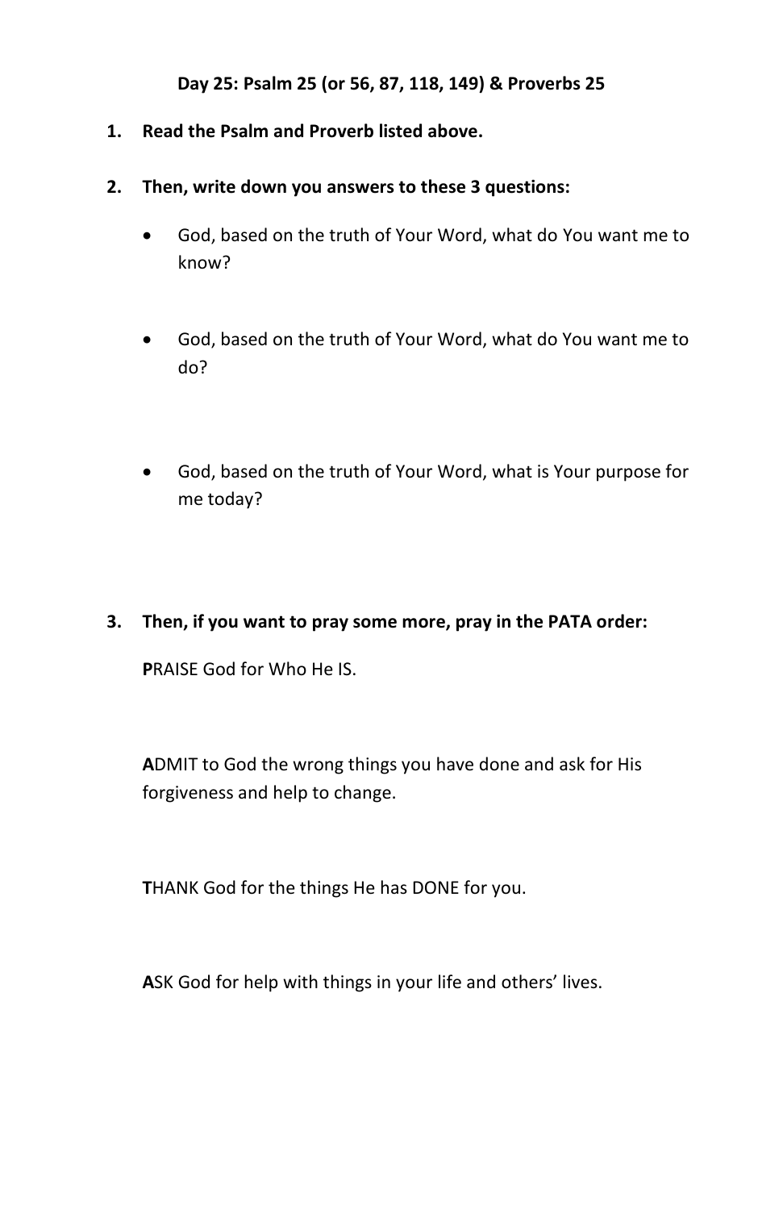**Day 25: Psalm 25 (or 56, 87, 118, 149) & Proverbs 25**

1. **Read the Psalm and Proverb listed above.**

2. **Then, write down you answers to these 3 questions:**

   - God, based on the truth of Your Word, what do You want me to know?

   - God, based on the truth of Your Word, what do You want me to do?

   - God, based on the truth of Your Word, what is Your purpose for me today?

3. **Then, if you want to pray some more, pray in the PATA order:**

   **P**RAISE God for Who He IS.

   **A**DMIT to God the wrong things you have done and ask for His forgiveness and help to change.

   **T**HANK God for the things He has DONE for you.

   **A**SK God for help with things in your life and others' lives.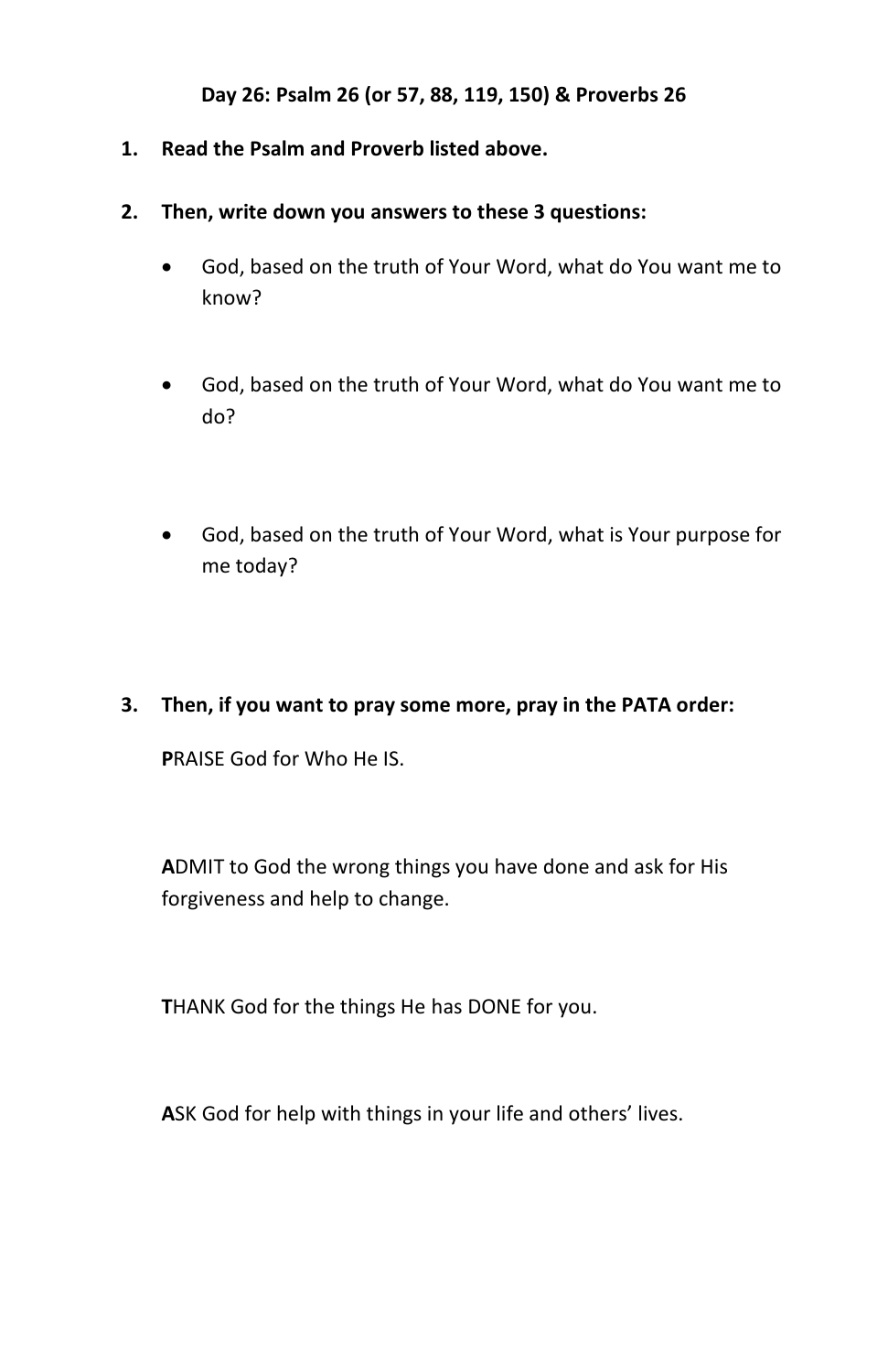**Day 26: Psalm 26 (or 57, 88, 119, 150) & Proverbs 26**

1. **Read the Psalm and Proverb listed above.**

2. **Then, write down you answers to these 3 questions:**

   - God, based on the truth of Your Word, what do You want me to know?

   - God, based on the truth of Your Word, what do You want me to do?

   - God, based on the truth of Your Word, what is Your purpose for me today?

3. **Then, if you want to pray some more, pray in the PATA order:**

   **P**RAISE God for Who He IS.

   **A**DMIT to God the wrong things you have done and ask for His forgiveness and help to change.

   **T**HANK God for the things He has DONE for you.

   **A**SK God for help with things in your life and others' lives.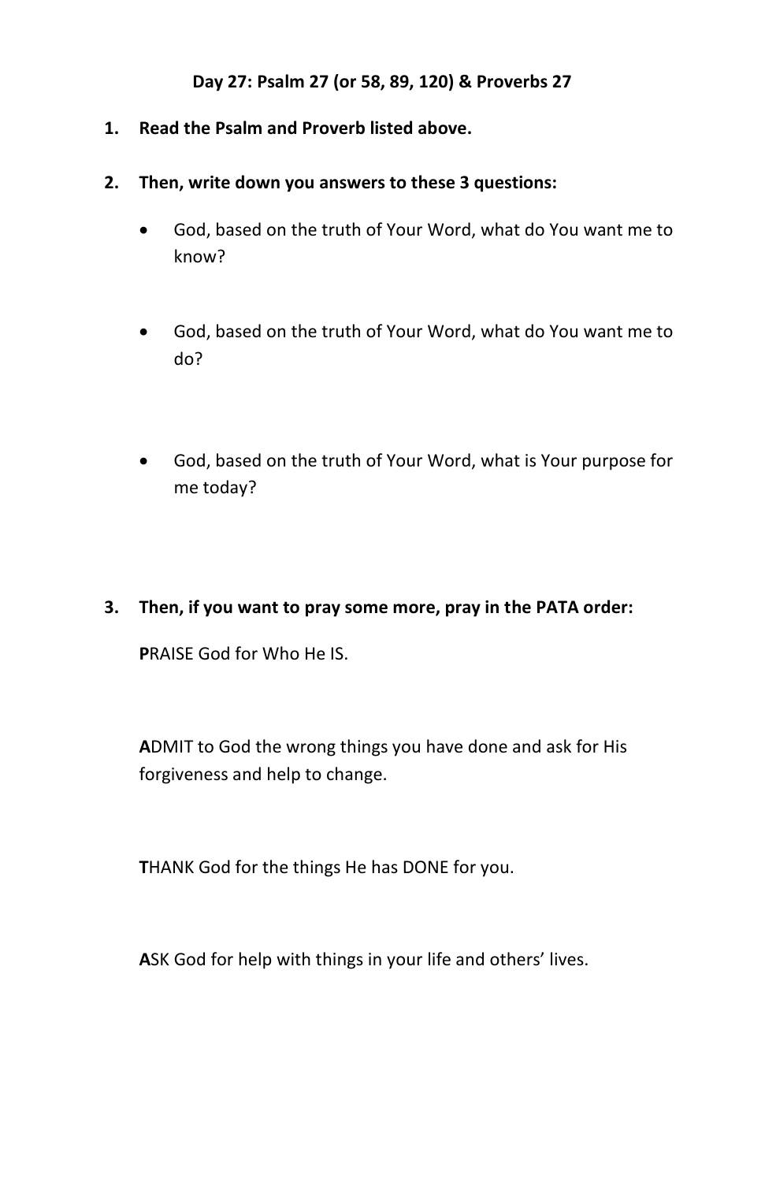**Day 27: Psalm 27 (or 58, 89, 120) & Proverbs 27**

1. **Read the Psalm and Proverb listed above.**

2. **Then, write down you answers to these 3 questions:**

   - God, based on the truth of Your Word, what do You want me to know?

   - God, based on the truth of Your Word, what do You want me to do?

   - God, based on the truth of Your Word, what is Your purpose for me today?

3. **Then, if you want to pray some more, pray in the PATA order:**

   **P**RAISE God for Who He IS.

   **A**DMIT to God the wrong things you have done and ask for His forgiveness and help to change.

   **T**HANK God for the things He has DONE for you.

   **A**SK God for help with things in your life and others' lives.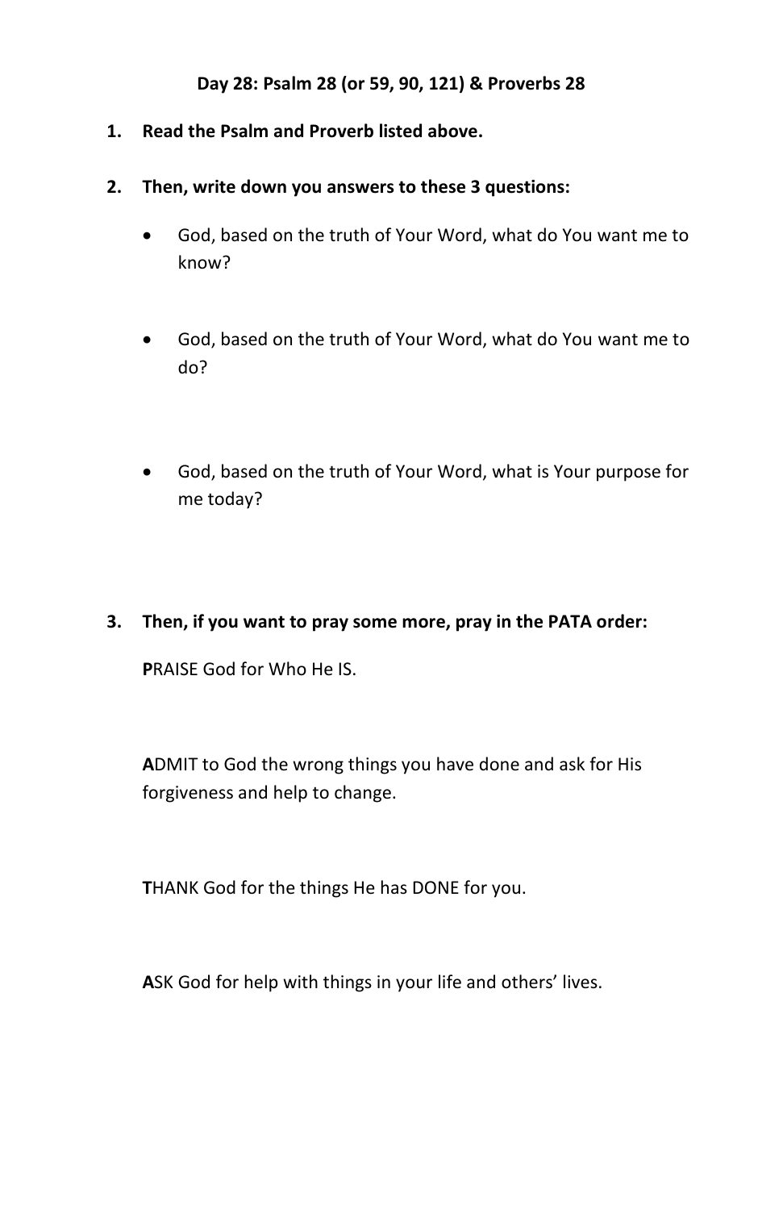**Day 28: Psalm 28 (or 59, 90, 121) & Proverbs 28**

1. **Read the Psalm and Proverb listed above.**

2. **Then, write down you answers to these 3 questions:**

   - God, based on the truth of Your Word, what do You want me to know?

   - God, based on the truth of Your Word, what do You want me to do?

   - God, based on the truth of Your Word, what is Your purpose for me today?

3. **Then, if you want to pray some more, pray in the PATA order:**

   **P**RAISE God for Who He IS.

   **A**DMIT to God the wrong things you have done and ask for His forgiveness and help to change.

   **T**HANK God for the things He has DONE for you.

   **A**SK God for help with things in your life and others' lives.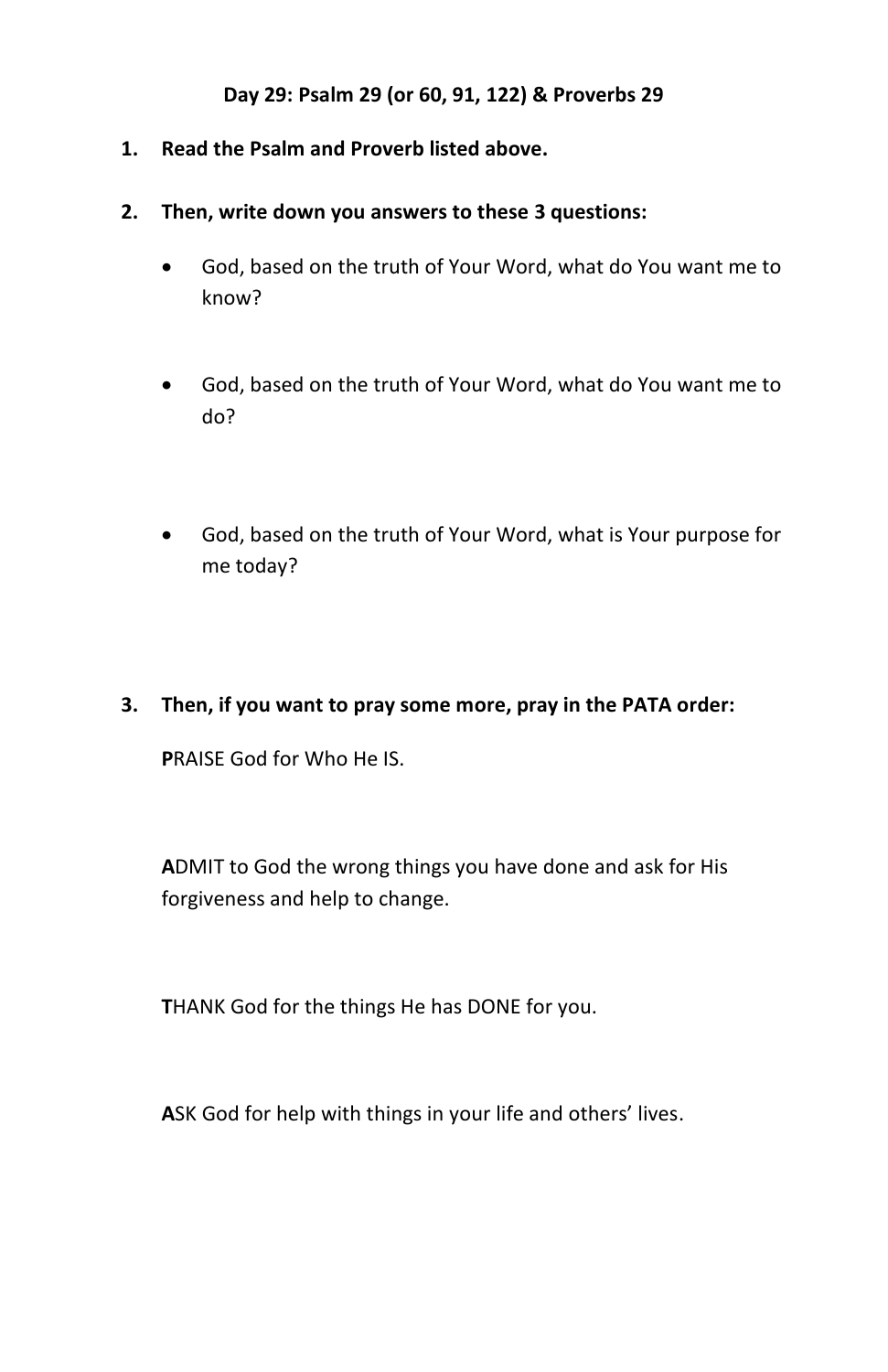**Day 29: Psalm 29 (or 60, 91, 122) & Proverbs 29**

1. **Read the Psalm and Proverb listed above.**

2. **Then, write down you answers to these 3 questions:**

   - God, based on the truth of Your Word, what do You want me to know?

   - God, based on the truth of Your Word, what do You want me to do?

   - God, based on the truth of Your Word, what is Your purpose for me today?

3. **Then, if you want to pray some more, pray in the PATA order:**

   **P**RAISE God for Who He IS.

   **A**DMIT to God the wrong things you have done and ask for His forgiveness and help to change.

   **T**HANK God for the things He has DONE for you.

   **A**SK God for help with things in your life and others' lives.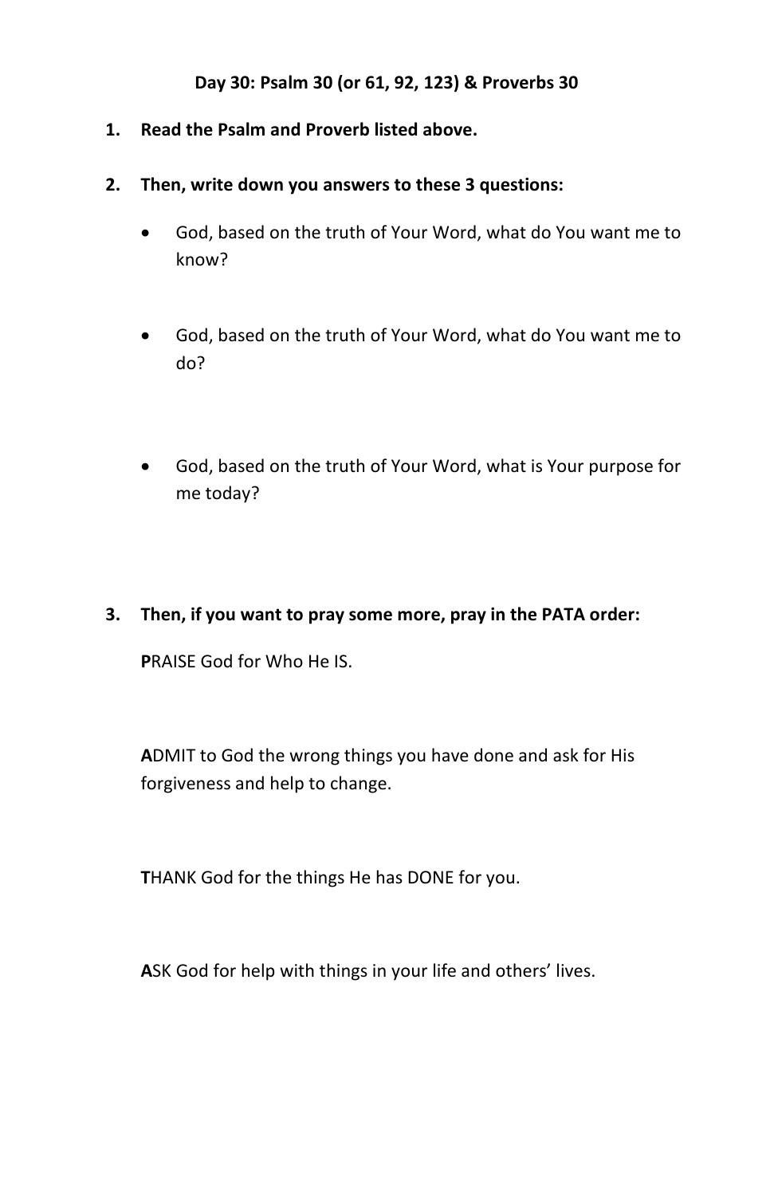**Day 30: Psalm 30 (or 61, 92, 123) & Proverbs 30**

1. **Read the Psalm and Proverb listed above.**

2. **Then, write down you answers to these 3 questions:**

   - God, based on the truth of Your Word, what do You want me to know?

   - God, based on the truth of Your Word, what do You want me to do?

   - God, based on the truth of Your Word, what is Your purpose for me today?

3. **Then, if you want to pray some more, pray in the PATA order:**

   **P**RAISE God for Who He IS.

   **A**DMIT to God the wrong things you have done and ask for His forgiveness and help to change.

   **T**HANK God for the things He has DONE for you.

   **A**SK God for help with things in your life and others' lives.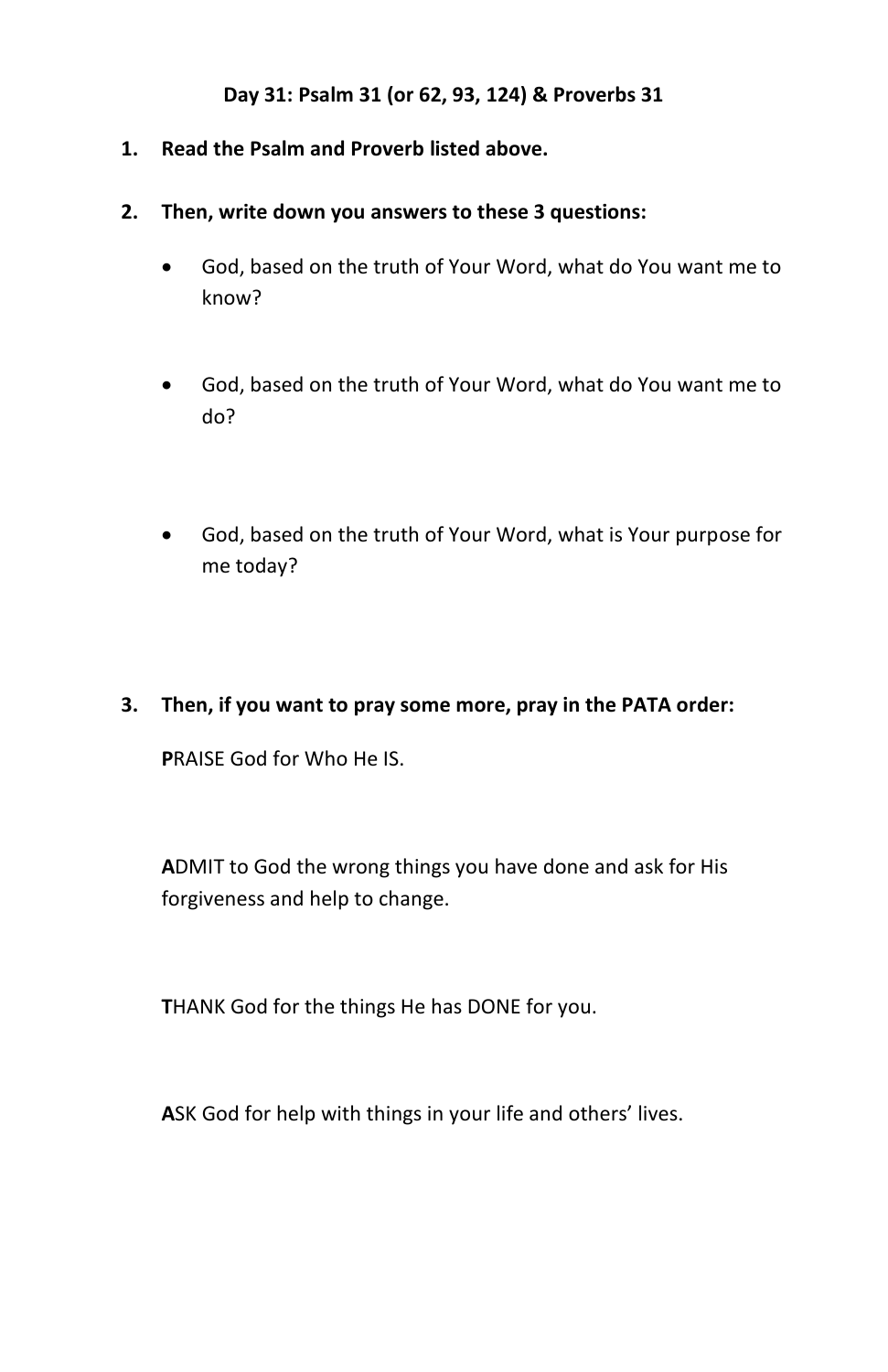**Day 31: Psalm 31 (or 62, 93, 124) & Proverbs 31**

1. **Read the Psalm and Proverb listed above.**

2. **Then, write down you answers to these 3 questions:**

    - God, based on the truth of Your Word, what do You want me to know?

    - God, based on the truth of Your Word, what do You want me to do?

    - God, based on the truth of Your Word, what is Your purpose for me today?

3. **Then, if you want to pray some more, pray in the PATA order:**

    **P**RAISE God for Who He IS.

    **A**DMIT to God the wrong things you have done and ask for His forgiveness and help to change.

    **T**HANK God for the things He has DONE for you.

    **A**SK God for help with things in your life and others' lives.